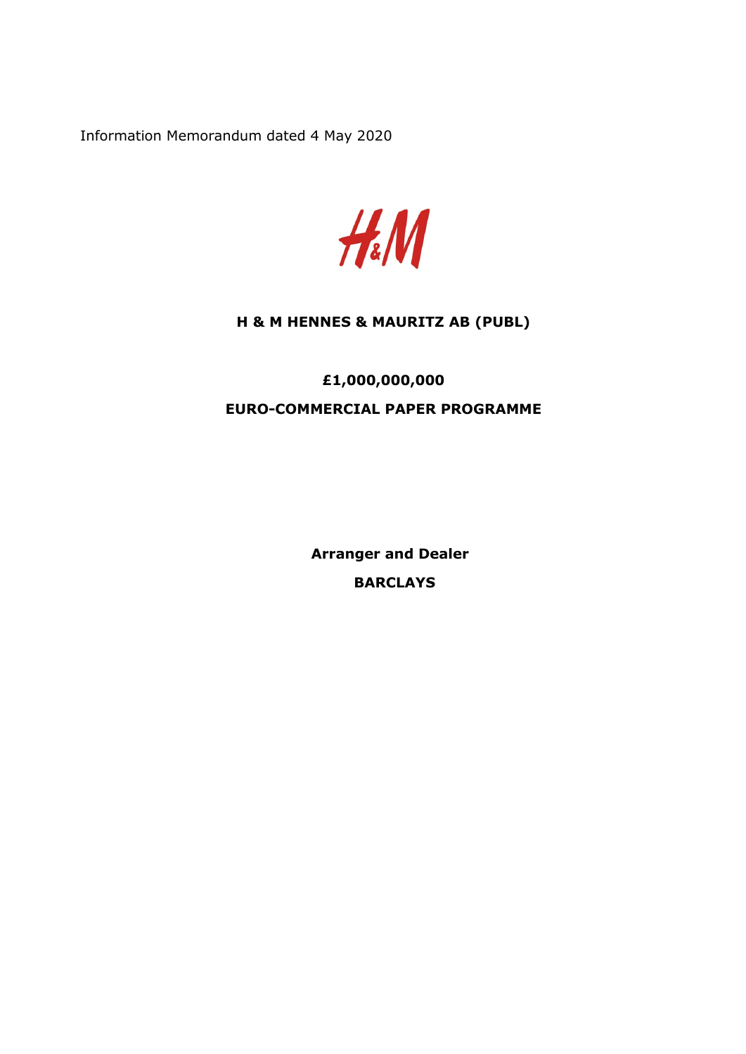Information Memorandum dated 4 May 2020

H&M

# H & M HENNES & MAURITZ AB (PUBL)

## £1,000,000,000

## EURO-COMMERCIAL PAPER PROGRAMME

**Arranger and Dealer**

**BARCLAYS**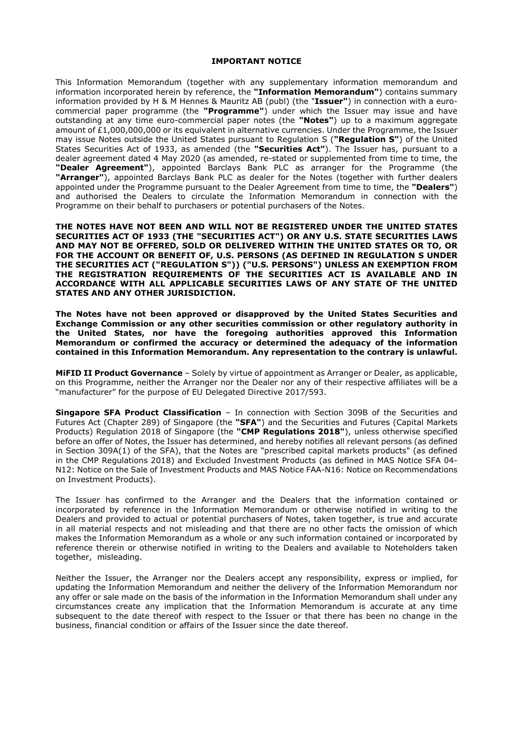## IMPORTANT NOTICE

This Information Memorandum (together with any supplementary information memorandum and information incorporated herein by reference, the **"Information Memorandum"**) contains summary information provided by H & M Hennes & Mauritz AB (publ) (the "**Issuer"**) in connection with a euro-commercial paper programme (the **"Programme"**) under which the Issuer may issue and have outstanding at any time euro-commercial paper notes (the **"Notes"**) up to a maximum aggregate amount of £1,000,000,000 or its equivalent in alternative currencies. Under the Programme, the Issuer may issue Notes outside the United States pursuant to Regulation S (**"Regulation S"**) of the United States Securities Act of 1933, as amended (the **"Securities Act"**). The Issuer has, pursuant to a dealer agreement dated 4 May 2020 (as amended, re-stated or supplemented from time to time, the **"Dealer Agreement"**), appointed Barclays Bank PLC as arranger for the Programme (the **"Arranger"**), appointed Barclays Bank PLC as dealer for the Notes (together with further dealers appointed under the Programme pursuant to the Dealer Agreement from time to time, the **"Dealers"**) and authorised the Dealers to circulate the Information Memorandum in connection with the Programme on their behalf to purchasers or potential purchasers of the Notes.

**THE NOTES HAVE NOT BEEN AND WILL NOT BE REGISTERED UNDER THE UNITED STATES SECURITIES ACT OF 1933 (THE "SECURITIES ACT") OR ANY U.S. STATE SECURITIES LAWS AND MAY NOT BE OFFERED, SOLD OR DELIVERED WITHIN THE UNITED STATES OR TO, OR FOR THE ACCOUNT OR BENEFIT OF, U.S. PERSONS (AS DEFINED IN REGULATION S UNDER THE SECURITIES ACT ("REGULATION S")) ("U.S. PERSONS") UNLESS AN EXEMPTION FROM THE REGISTRATION REQUIREMENTS OF THE SECURITIES ACT IS AVAILABLE AND IN ACCORDANCE WITH ALL APPLICABLE SECURITIES LAWS OF ANY STATE OF THE UNITED STATES AND ANY OTHER JURISDICTION.**

**The Notes have not been approved or disapproved by the United States Securities and Exchange Commission or any other securities commission or other regulatory authority in the United States, nor have the foregoing authorities approved this Information Memorandum or confirmed the accuracy or determined the adequacy of the information contained in this Information Memorandum. Any representation to the contrary is unlawful.**

**MiFID II Product Governance** – Solely by virtue of appointment as Arranger or Dealer, as applicable, on this Programme, neither the Arranger nor the Dealer nor any of their respective affiliates will be a "manufacturer" for the purpose of EU Delegated Directive 2017/593.

**Singapore SFA Product Classification** – In connection with Section 309B of the Securities and Futures Act (Chapter 289) of Singapore (the **"SFA"**) and the Securities and Futures (Capital Markets Products) Regulation 2018 of Singapore (the **"CMP Regulations 2018"**), unless otherwise specified before an offer of Notes, the Issuer has determined, and hereby notifies all relevant persons (as defined in Section 309A(1) of the SFA), that the Notes are "prescribed capital markets products" (as defined in the CMP Regulations 2018) and Excluded Investment Products (as defined in MAS Notice SFA 04-N12: Notice on the Sale of Investment Products and MAS Notice FAA-N16: Notice on Recommendations on Investment Products).

The Issuer has confirmed to the Arranger and the Dealers that the information contained or incorporated by reference in the Information Memorandum or otherwise notified in writing to the Dealers and provided to actual or potential purchasers of Notes, taken together, is true and accurate in all material respects and not misleading and that there are no other facts the omission of which makes the Information Memorandum as a whole or any such information contained or incorporated by reference therein or otherwise notified in writing to the Dealers and available to Noteholders taken together, misleading.

Neither the Issuer, the Arranger nor the Dealers accept any responsibility, express or implied, for updating the Information Memorandum and neither the delivery of the Information Memorandum nor any offer or sale made on the basis of the information in the Information Memorandum shall under any circumstances create any implication that the Information Memorandum is accurate at any time subsequent to the date thereof with respect to the Issuer or that there has been no change in the business, financial condition or affairs of the Issuer since the date thereof.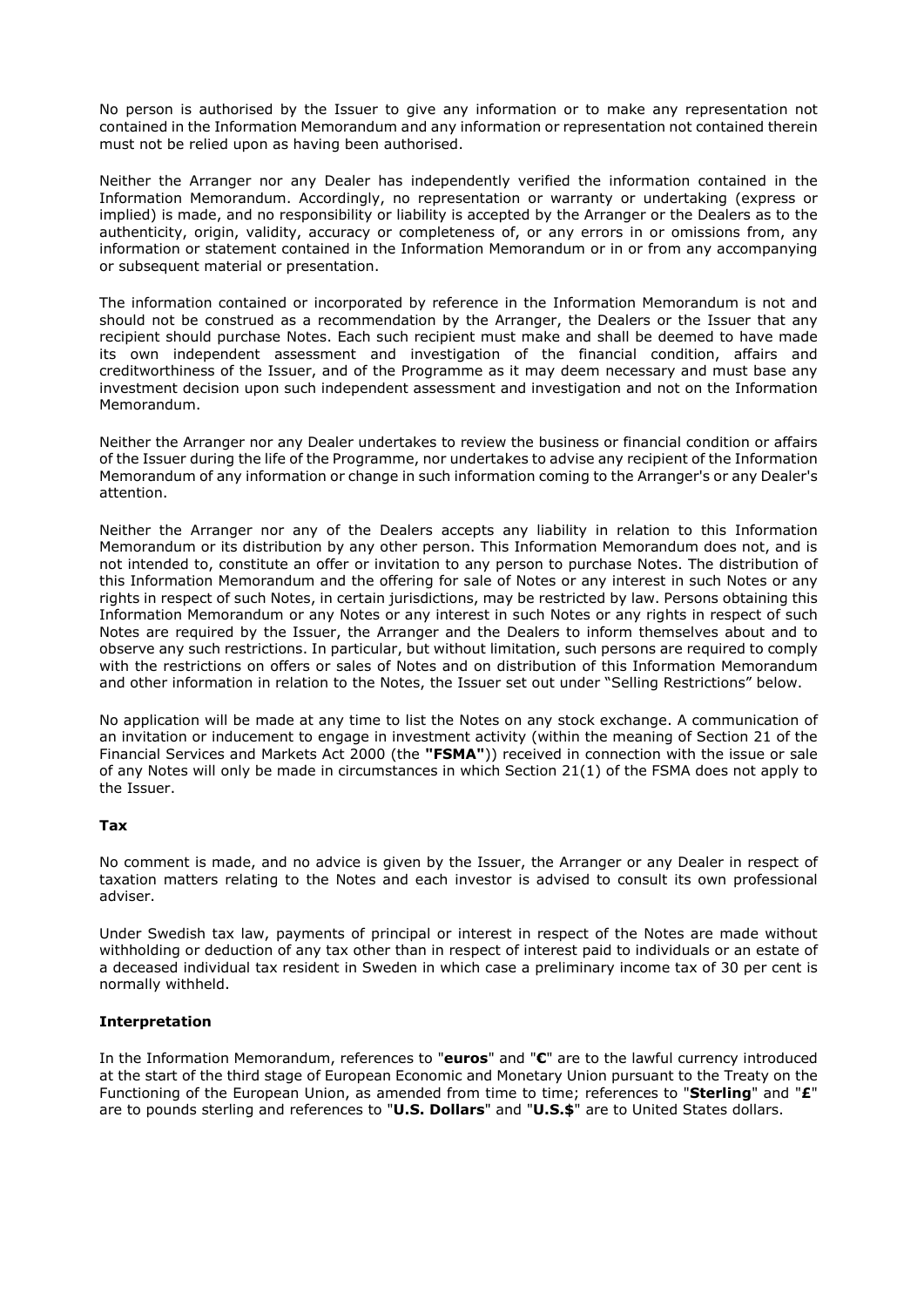No person is authorised by the Issuer to give any information or to make any representation not contained in the Information Memorandum and any information or representation not contained therein must not be relied upon as having been authorised.

Neither the Arranger nor any Dealer has independently verified the information contained in the Information Memorandum. Accordingly, no representation or warranty or undertaking (express or implied) is made, and no responsibility or liability is accepted by the Arranger or the Dealers as to the authenticity, origin, validity, accuracy or completeness of, or any errors in or omissions from, any information or statement contained in the Information Memorandum or in or from any accompanying or subsequent material or presentation.

The information contained or incorporated by reference in the Information Memorandum is not and should not be construed as a recommendation by the Arranger, the Dealers or the Issuer that any recipient should purchase Notes. Each such recipient must make and shall be deemed to have made its own independent assessment and investigation of the financial condition, affairs and creditworthiness of the Issuer, and of the Programme as it may deem necessary and must base any investment decision upon such independent assessment and investigation and not on the Information Memorandum.

Neither the Arranger nor any Dealer undertakes to review the business or financial condition or affairs of the Issuer during the life of the Programme, nor undertakes to advise any recipient of the Information Memorandum of any information or change in such information coming to the Arranger's or any Dealer's attention.

Neither the Arranger nor any of the Dealers accepts any liability in relation to this Information Memorandum or its distribution by any other person. This Information Memorandum does not, and is not intended to, constitute an offer or invitation to any person to purchase Notes. The distribution of this Information Memorandum and the offering for sale of Notes or any interest in such Notes or any rights in respect of such Notes, in certain jurisdictions, may be restricted by law. Persons obtaining this Information Memorandum or any Notes or any interest in such Notes or any rights in respect of such Notes are required by the Issuer, the Arranger and the Dealers to inform themselves about and to observe any such restrictions. In particular, but without limitation, such persons are required to comply with the restrictions on offers or sales of Notes and on distribution of this Information Memorandum and other information in relation to the Notes, the Issuer set out under "Selling Restrictions" below.

No application will be made at any time to list the Notes on any stock exchange. A communication of an invitation or inducement to engage in investment activity (within the meaning of Section 21 of the Financial Services and Markets Act 2000 (the **"FSMA"**)) received in connection with the issue or sale of any Notes will only be made in circumstances in which Section 21(1) of the FSMA does not apply to the Issuer.

**Tax**

No comment is made, and no advice is given by the Issuer, the Arranger or any Dealer in respect of taxation matters relating to the Notes and each investor is advised to consult its own professional adviser.

Under Swedish tax law, payments of principal or interest in respect of the Notes are made without withholding or deduction of any tax other than in respect of interest paid to individuals or an estate of a deceased individual tax resident in Sweden in which case a preliminary income tax of 30 per cent is normally withheld.

**Interpretation**

In the Information Memorandum, references to "**euros**" and "**€**" are to the lawful currency introduced at the start of the third stage of European Economic and Monetary Union pursuant to the Treaty on the Functioning of the European Union, as amended from time to time; references to "**Sterling**" and "**£**" are to pounds sterling and references to "**U.S. Dollars**" and "**U.S.$**" are to United States dollars.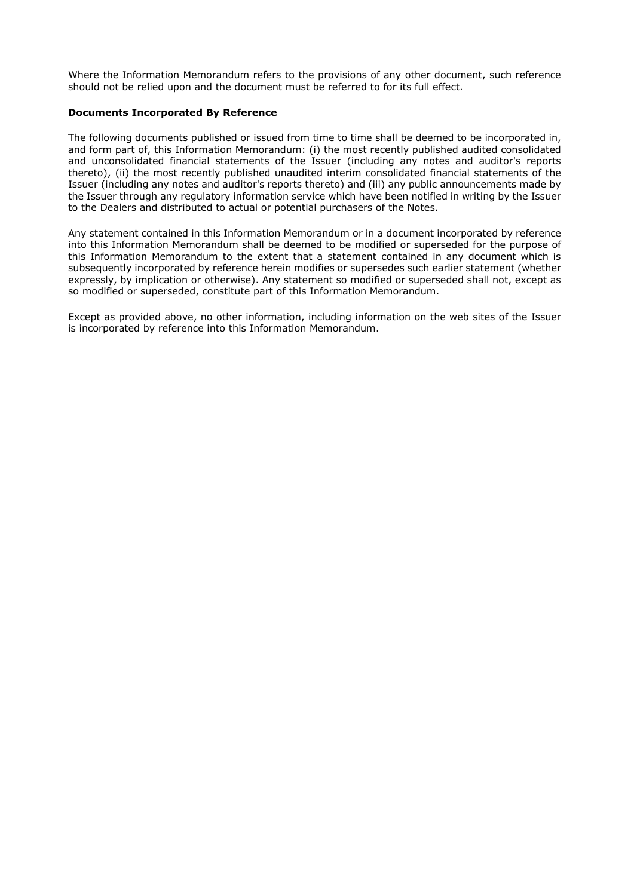Where the Information Memorandum refers to the provisions of any other document, such reference should not be relied upon and the document must be referred to for its full effect.

**Documents Incorporated By Reference**

The following documents published or issued from time to time shall be deemed to be incorporated in, and form part of, this Information Memorandum: (i) the most recently published audited consolidated and unconsolidated financial statements of the Issuer (including any notes and auditor's reports thereto), (ii) the most recently published unaudited interim consolidated financial statements of the Issuer (including any notes and auditor's reports thereto) and (iii) any public announcements made by the Issuer through any regulatory information service which have been notified in writing by the Issuer to the Dealers and distributed to actual or potential purchasers of the Notes.

Any statement contained in this Information Memorandum or in a document incorporated by reference into this Information Memorandum shall be deemed to be modified or superseded for the purpose of this Information Memorandum to the extent that a statement contained in any document which is subsequently incorporated by reference herein modifies or supersedes such earlier statement (whether expressly, by implication or otherwise). Any statement so modified or superseded shall not, except as so modified or superseded, constitute part of this Information Memorandum.

Except as provided above, no other information, including information on the web sites of the Issuer is incorporated by reference into this Information Memorandum.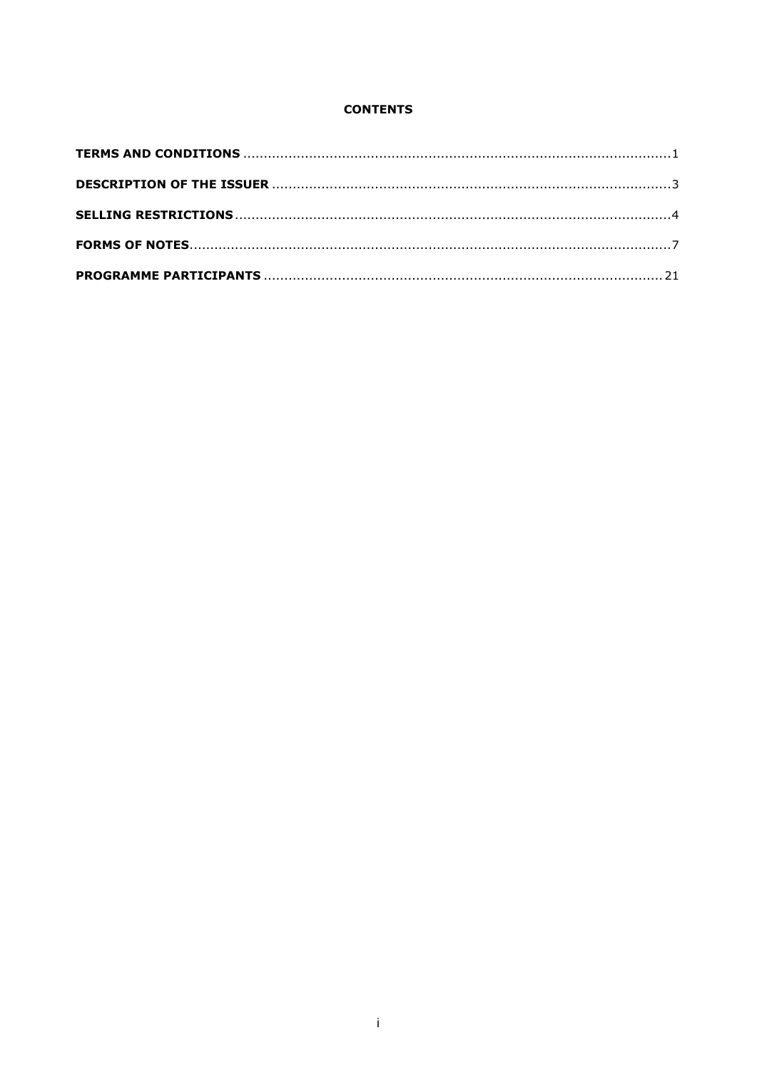**CONTENTS**

| | |
|---|---|
| **TERMS AND CONDITIONS** | 1 |
| **DESCRIPTION OF THE ISSUER** | 3 |
| **SELLING RESTRICTIONS** | 4 |
| **FORMS OF NOTES** | 7 |
| **PROGRAMME PARTICIPANTS** | 21 |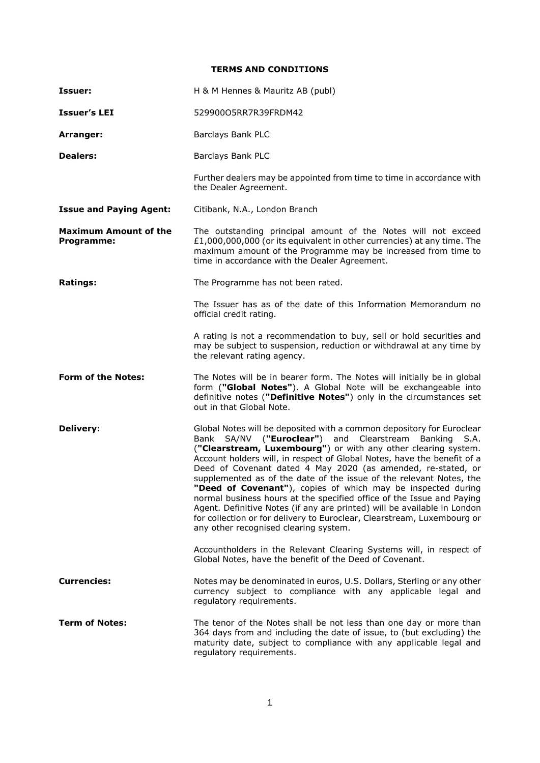## TERMS AND CONDITIONS

| | |
|---|---|
| **Issuer:** | H & M Hennes & Mauritz AB (publ) |
| **Issuer's LEI** | 529900O5RR7R39FRDM42 |
| **Arranger:** | Barclays Bank PLC |
| **Dealers:** | Barclays Bank PLC<br><br>Further dealers may be appointed from time to time in accordance with the Dealer Agreement. |
| **Issue and Paying Agent:** | Citibank, N.A., London Branch |
| **Maximum Amount of the Programme:** | The outstanding principal amount of the Notes will not exceed £1,000,000,000 (or its equivalent in other currencies) at any time. The maximum amount of the Programme may be increased from time to time in accordance with the Dealer Agreement. |
| **Ratings:** | The Programme has not been rated.<br><br>The Issuer has as of the date of this Information Memorandum no official credit rating.<br><br>A rating is not a recommendation to buy, sell or hold securities and may be subject to suspension, reduction or withdrawal at any time by the relevant rating agency. |
| **Form of the Notes:** | The Notes will be in bearer form. The Notes will initially be in global form (**"Global Notes"**). A Global Note will be exchangeable into definitive notes (**"Definitive Notes"**) only in the circumstances set out in that Global Note. |
| **Delivery:** | Global Notes will be deposited with a common depository for Euroclear Bank SA/NV (**"Euroclear"**) and Clearstream Banking S.A. (**"Clearstream, Luxembourg"**) or with any other clearing system. Account holders will, in respect of Global Notes, have the benefit of a Deed of Covenant dated 4 May 2020 (as amended, re-stated, or supplemented as of the date of the issue of the relevant Notes, the **"Deed of Covenant"**), copies of which may be inspected during normal business hours at the specified office of the Issue and Paying Agent. Definitive Notes (if any are printed) will be available in London for collection or for delivery to Euroclear, Clearstream, Luxembourg or any other recognised clearing system.<br><br>Accountholders in the Relevant Clearing Systems will, in respect of Global Notes, have the benefit of the Deed of Covenant. |
| **Currencies:** | Notes may be denominated in euros, U.S. Dollars, Sterling or any other currency subject to compliance with any applicable legal and regulatory requirements. |
| **Term of Notes:** | The tenor of the Notes shall be not less than one day or more than 364 days from and including the date of issue, to (but excluding) the maturity date, subject to compliance with any applicable legal and regulatory requirements. |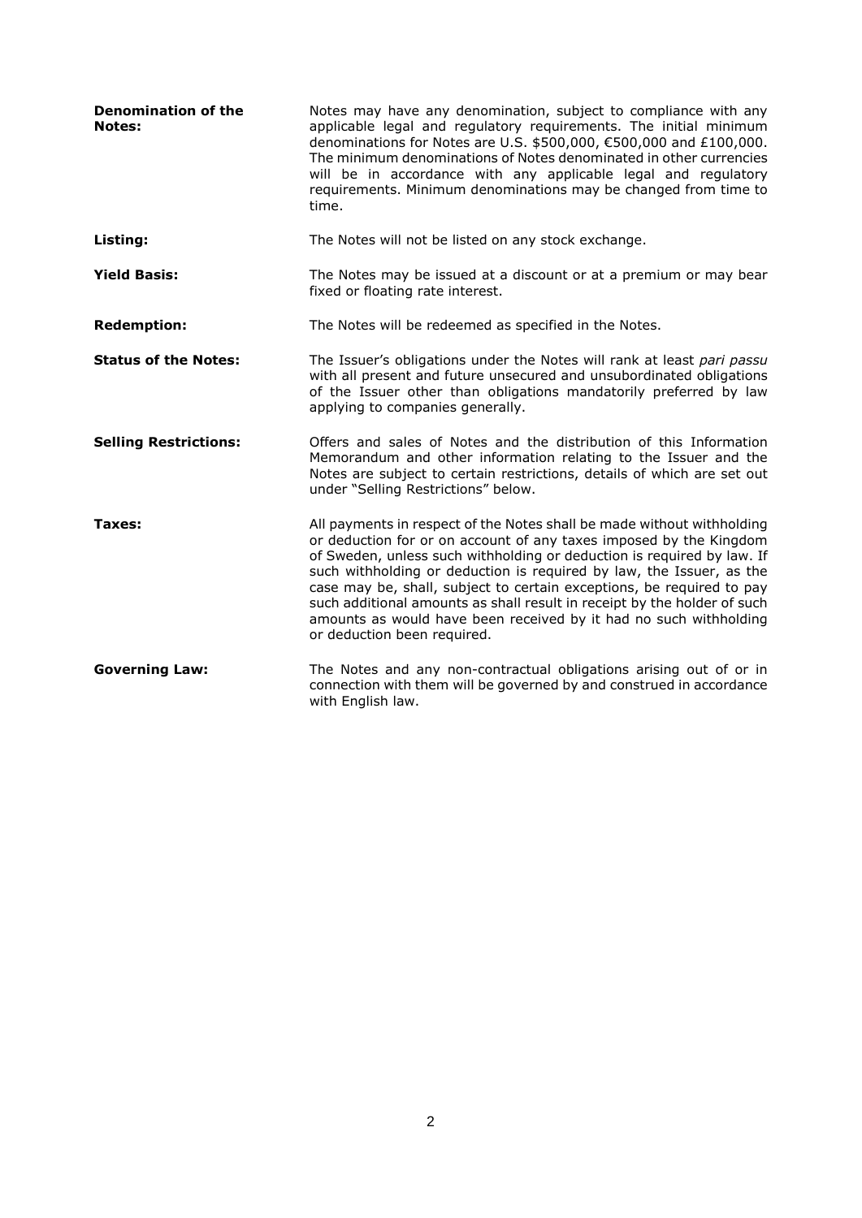| | |
|---|---|
| **Denomination of the Notes:** | Notes may have any denomination, subject to compliance with any applicable legal and regulatory requirements. The initial minimum denominations for Notes are U.S. $500,000, €500,000 and £100,000. The minimum denominations of Notes denominated in other currencies will be in accordance with any applicable legal and regulatory requirements. Minimum denominations may be changed from time to time. |
| **Listing:** | The Notes will not be listed on any stock exchange. |
| **Yield Basis:** | The Notes may be issued at a discount or at a premium or may bear fixed or floating rate interest. |
| **Redemption:** | The Notes will be redeemed as specified in the Notes. |
| **Status of the Notes:** | The Issuer's obligations under the Notes will rank at least *pari passu* with all present and future unsecured and unsubordinated obligations of the Issuer other than obligations mandatorily preferred by law applying to companies generally. |
| **Selling Restrictions:** | Offers and sales of Notes and the distribution of this Information Memorandum and other information relating to the Issuer and the Notes are subject to certain restrictions, details of which are set out under "Selling Restrictions" below. |
| **Taxes:** | All payments in respect of the Notes shall be made without withholding or deduction for or on account of any taxes imposed by the Kingdom of Sweden, unless such withholding or deduction is required by law. If such withholding or deduction is required by law, the Issuer, as the case may be, shall, subject to certain exceptions, be required to pay such additional amounts as shall result in receipt by the holder of such amounts as would have been received by it had no such withholding or deduction been required. |
| **Governing Law:** | The Notes and any non-contractual obligations arising out of or in connection with them will be governed by and construed in accordance with English law. |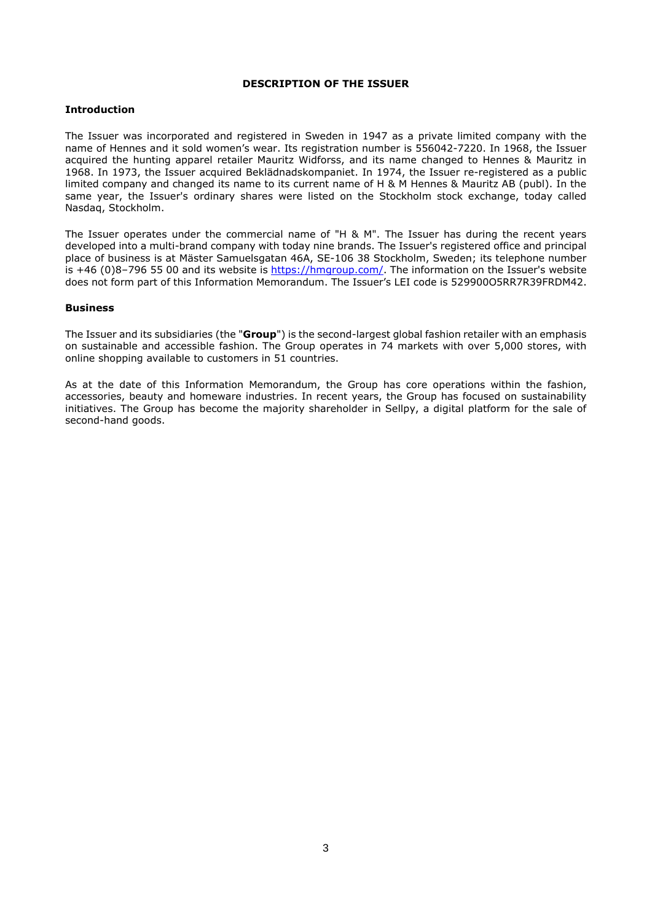# DESCRIPTION OF THE ISSUER

## Introduction

The Issuer was incorporated and registered in Sweden in 1947 as a private limited company with the name of Hennes and it sold women's wear. Its registration number is 556042-7220. In 1968, the Issuer acquired the hunting apparel retailer Mauritz Widforss, and its name changed to Hennes & Mauritz in 1968. In 1973, the Issuer acquired Beklädnadskompaniet. In 1974, the Issuer re-registered as a public limited company and changed its name to its current name of H & M Hennes & Mauritz AB (publ). In the same year, the Issuer's ordinary shares were listed on the Stockholm stock exchange, today called Nasdaq, Stockholm.

The Issuer operates under the commercial name of "H & M". The Issuer has during the recent years developed into a multi-brand company with today nine brands. The Issuer's registered office and principal place of business is at Mäster Samuelsgatan 46A, SE-106 38 Stockholm, Sweden; its telephone number is +46 (0)8–796 55 00 and its website is https://hmgroup.com/. The information on the Issuer's website does not form part of this Information Memorandum. The Issuer's LEI code is 529900O5RR7R39FRDM42.

## Business

The Issuer and its subsidiaries (the "**Group**") is the second-largest global fashion retailer with an emphasis on sustainable and accessible fashion. The Group operates in 74 markets with over 5,000 stores, with online shopping available to customers in 51 countries.

As at the date of this Information Memorandum, the Group has core operations within the fashion, accessories, beauty and homeware industries. In recent years, the Group has focused on sustainability initiatives. The Group has become the majority shareholder in Sellpy, a digital platform for the sale of second-hand goods.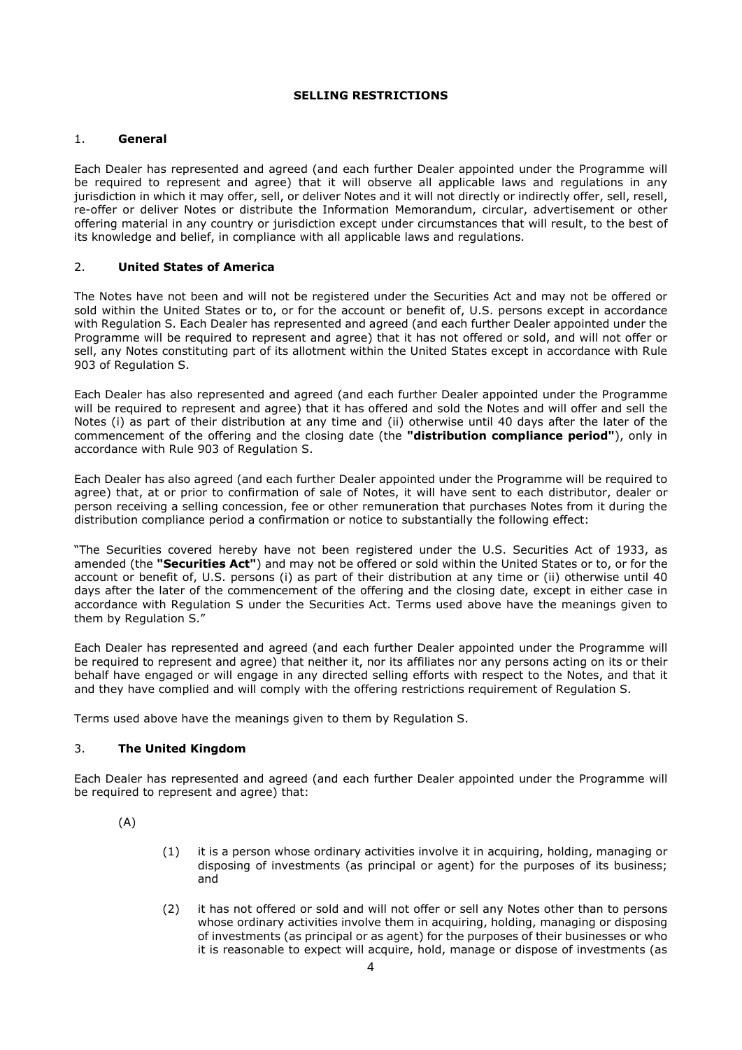## SELLING RESTRICTIONS

### 1. General

Each Dealer has represented and agreed (and each further Dealer appointed under the Programme will be required to represent and agree) that it will observe all applicable laws and regulations in any jurisdiction in which it may offer, sell, or deliver Notes and it will not directly or indirectly offer, sell, resell, re-offer or deliver Notes or distribute the Information Memorandum, circular, advertisement or other offering material in any country or jurisdiction except under circumstances that will result, to the best of its knowledge and belief, in compliance with all applicable laws and regulations.

### 2. United States of America

The Notes have not been and will not be registered under the Securities Act and may not be offered or sold within the United States or to, or for the account or benefit of, U.S. persons except in accordance with Regulation S. Each Dealer has represented and agreed (and each further Dealer appointed under the Programme will be required to represent and agree) that it has not offered or sold, and will not offer or sell, any Notes constituting part of its allotment within the United States except in accordance with Rule 903 of Regulation S.

Each Dealer has also represented and agreed (and each further Dealer appointed under the Programme will be required to represent and agree) that it has offered and sold the Notes and will offer and sell the Notes (i) as part of their distribution at any time and (ii) otherwise until 40 days after the later of the commencement of the offering and the closing date (the **"distribution compliance period"**), only in accordance with Rule 903 of Regulation S.

Each Dealer has also agreed (and each further Dealer appointed under the Programme will be required to agree) that, at or prior to confirmation of sale of Notes, it will have sent to each distributor, dealer or person receiving a selling concession, fee or other remuneration that purchases Notes from it during the distribution compliance period a confirmation or notice to substantially the following effect:

"The Securities covered hereby have not been registered under the U.S. Securities Act of 1933, as amended (the **"Securities Act"**) and may not be offered or sold within the United States or to, or for the account or benefit of, U.S. persons (i) as part of their distribution at any time or (ii) otherwise until 40 days after the later of the commencement of the offering and the closing date, except in either case in accordance with Regulation S under the Securities Act. Terms used above have the meanings given to them by Regulation S."

Each Dealer has represented and agreed (and each further Dealer appointed under the Programme will be required to represent and agree) that neither it, nor its affiliates nor any persons acting on its or their behalf have engaged or will engage in any directed selling efforts with respect to the Notes, and that it and they have complied and will comply with the offering restrictions requirement of Regulation S.

Terms used above have the meanings given to them by Regulation S.

### 3. The United Kingdom

Each Dealer has represented and agreed (and each further Dealer appointed under the Programme will be required to represent and agree) that:

(A)

(1) it is a person whose ordinary activities involve it in acquiring, holding, managing or disposing of investments (as principal or agent) for the purposes of its business; and

(2) it has not offered or sold and will not offer or sell any Notes other than to persons whose ordinary activities involve them in acquiring, holding, managing or disposing of investments (as principal or as agent) for the purposes of their businesses or who it is reasonable to expect will acquire, hold, manage or dispose of investments (as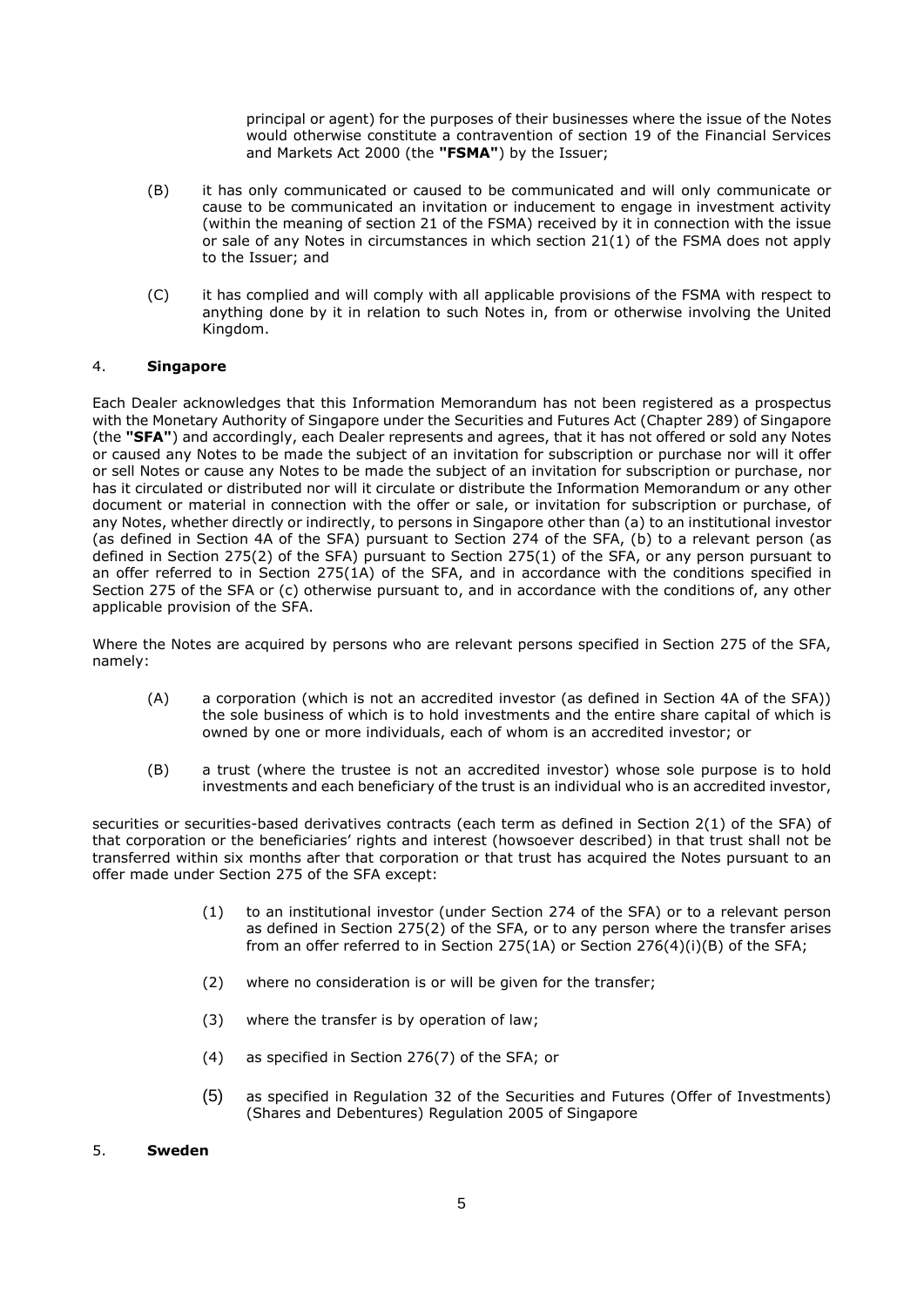principal or agent) for the purposes of their businesses where the issue of the Notes would otherwise constitute a contravention of section 19 of the Financial Services and Markets Act 2000 (the **"FSMA"**) by the Issuer;

(B) it has only communicated or caused to be communicated and will only communicate or cause to be communicated an invitation or inducement to engage in investment activity (within the meaning of section 21 of the FSMA) received by it in connection with the issue or sale of any Notes in circumstances in which section 21(1) of the FSMA does not apply to the Issuer; and

(C) it has complied and will comply with all applicable provisions of the FSMA with respect to anything done by it in relation to such Notes in, from or otherwise involving the United Kingdom.

## 4. **Singapore**

Each Dealer acknowledges that this Information Memorandum has not been registered as a prospectus with the Monetary Authority of Singapore under the Securities and Futures Act (Chapter 289) of Singapore (the **"SFA"**) and accordingly, each Dealer represents and agrees, that it has not offered or sold any Notes or caused any Notes to be made the subject of an invitation for subscription or purchase nor will it offer or sell Notes or cause any Notes to be made the subject of an invitation for subscription or purchase, nor has it circulated or distributed nor will it circulate or distribute the Information Memorandum or any other document or material in connection with the offer or sale, or invitation for subscription or purchase, of any Notes, whether directly or indirectly, to persons in Singapore other than (a) to an institutional investor (as defined in Section 4A of the SFA) pursuant to Section 274 of the SFA, (b) to a relevant person (as defined in Section 275(2) of the SFA) pursuant to Section 275(1) of the SFA, or any person pursuant to an offer referred to in Section 275(1A) of the SFA, and in accordance with the conditions specified in Section 275 of the SFA or (c) otherwise pursuant to, and in accordance with the conditions of, any other applicable provision of the SFA.

Where the Notes are acquired by persons who are relevant persons specified in Section 275 of the SFA, namely:

(A) a corporation (which is not an accredited investor (as defined in Section 4A of the SFA)) the sole business of which is to hold investments and the entire share capital of which is owned by one or more individuals, each of whom is an accredited investor; or

(B) a trust (where the trustee is not an accredited investor) whose sole purpose is to hold investments and each beneficiary of the trust is an individual who is an accredited investor,

securities or securities-based derivatives contracts (each term as defined in Section 2(1) of the SFA) of that corporation or the beneficiaries' rights and interest (howsoever described) in that trust shall not be transferred within six months after that corporation or that trust has acquired the Notes pursuant to an offer made under Section 275 of the SFA except:

(1) to an institutional investor (under Section 274 of the SFA) or to a relevant person as defined in Section 275(2) of the SFA, or to any person where the transfer arises from an offer referred to in Section 275(1A) or Section 276(4)(i)(B) of the SFA;

(2) where no consideration is or will be given for the transfer;

(3) where the transfer is by operation of law;

(4) as specified in Section 276(7) of the SFA; or

(5) as specified in Regulation 32 of the Securities and Futures (Offer of Investments) (Shares and Debentures) Regulation 2005 of Singapore

## 5. **Sweden**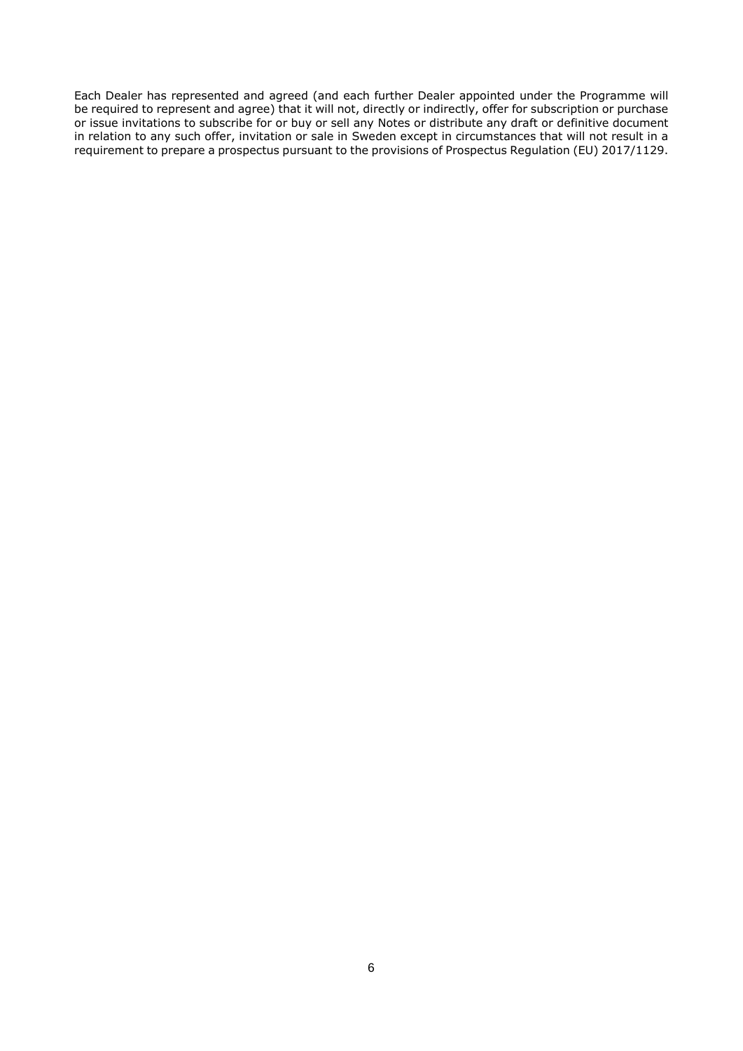Each Dealer has represented and agreed (and each further Dealer appointed under the Programme will be required to represent and agree) that it will not, directly or indirectly, offer for subscription or purchase or issue invitations to subscribe for or buy or sell any Notes or distribute any draft or definitive document in relation to any such offer, invitation or sale in Sweden except in circumstances that will not result in a requirement to prepare a prospectus pursuant to the provisions of Prospectus Regulation (EU) 2017/1129.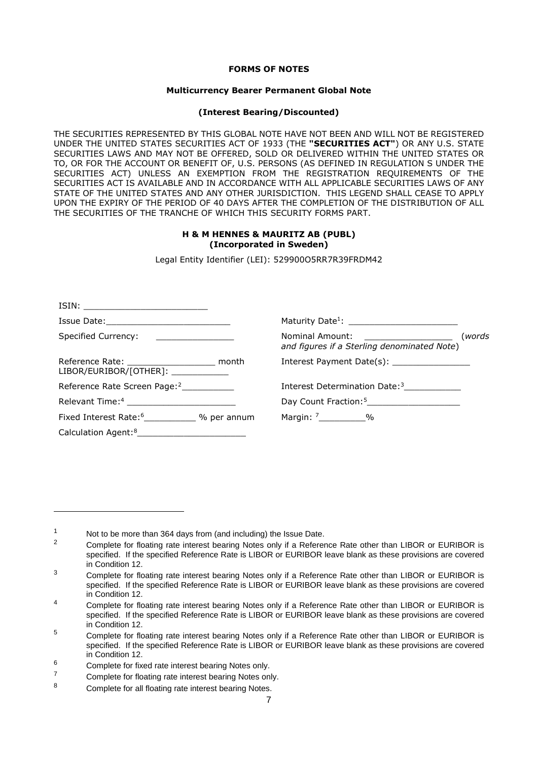# FORMS OF NOTES

## Multicurrency Bearer Permanent Global Note

### (Interest Bearing/Discounted)

THE SECURITIES REPRESENTED BY THIS GLOBAL NOTE HAVE NOT BEEN AND WILL NOT BE REGISTERED UNDER THE UNITED STATES SECURITIES ACT OF 1933 (THE **"SECURITIES ACT"**) OR ANY U.S. STATE SECURITIES LAWS AND MAY NOT BE OFFERED, SOLD OR DELIVERED WITHIN THE UNITED STATES OR TO, OR FOR THE ACCOUNT OR BENEFIT OF, U.S. PERSONS (AS DEFINED IN REGULATION S UNDER THE SECURITIES ACT) UNLESS AN EXEMPTION FROM THE REGISTRATION REQUIREMENTS OF THE SECURITIES ACT IS AVAILABLE AND IN ACCORDANCE WITH ALL APPLICABLE SECURITIES LAWS OF ANY STATE OF THE UNITED STATES AND ANY OTHER JURISDICTION. THIS LEGEND SHALL CEASE TO APPLY UPON THE EXPIRY OF THE PERIOD OF 40 DAYS AFTER THE COMPLETION OF THE DISTRIBUTION OF ALL THE SECURITIES OF THE TRANCHE OF WHICH THIS SECURITY FORMS PART.

**H & M HENNES & MAURITZ AB (PUBL)**
**(Incorporated in Sweden)**

Legal Entity Identifier (LEI): 529900O5RR7R39FRDM42

ISIN: ________________________

Issue Date:________________________

Maturity Date[1]: _____________________

Specified Currency: _______________

Nominal Amount: ________________ (*words and figures if a Sterling denominated Note*)

Reference Rate: _________________ month LIBOR/EURIBOR/[OTHER]: ___________

Interest Payment Date(s): _______________

Reference Rate Screen Page:[2]__________

Interest Determination Date:[3]___________

Relevant Time:[4] _____________________

Day Count Fraction:[5]__________________

Fixed Interest Rate:[6]__________ % per annum

Margin: [7]_________%

Calculation Agent:[8]_____________________

---

1 Not to be more than 364 days from (and including) the Issue Date.

2 Complete for floating rate interest bearing Notes only if a Reference Rate other than LIBOR or EURIBOR is specified. If the specified Reference Rate is LIBOR or EURIBOR leave blank as these provisions are covered in Condition 12.

3 Complete for floating rate interest bearing Notes only if a Reference Rate other than LIBOR or EURIBOR is specified. If the specified Reference Rate is LIBOR or EURIBOR leave blank as these provisions are covered in Condition 12.

4 Complete for floating rate interest bearing Notes only if a Reference Rate other than LIBOR or EURIBOR is specified. If the specified Reference Rate is LIBOR or EURIBOR leave blank as these provisions are covered in Condition 12.

5 Complete for floating rate interest bearing Notes only if a Reference Rate other than LIBOR or EURIBOR is specified. If the specified Reference Rate is LIBOR or EURIBOR leave blank as these provisions are covered in Condition 12.

6 Complete for fixed rate interest bearing Notes only.

7 Complete for floating rate interest bearing Notes only.

8 Complete for all floating rate interest bearing Notes.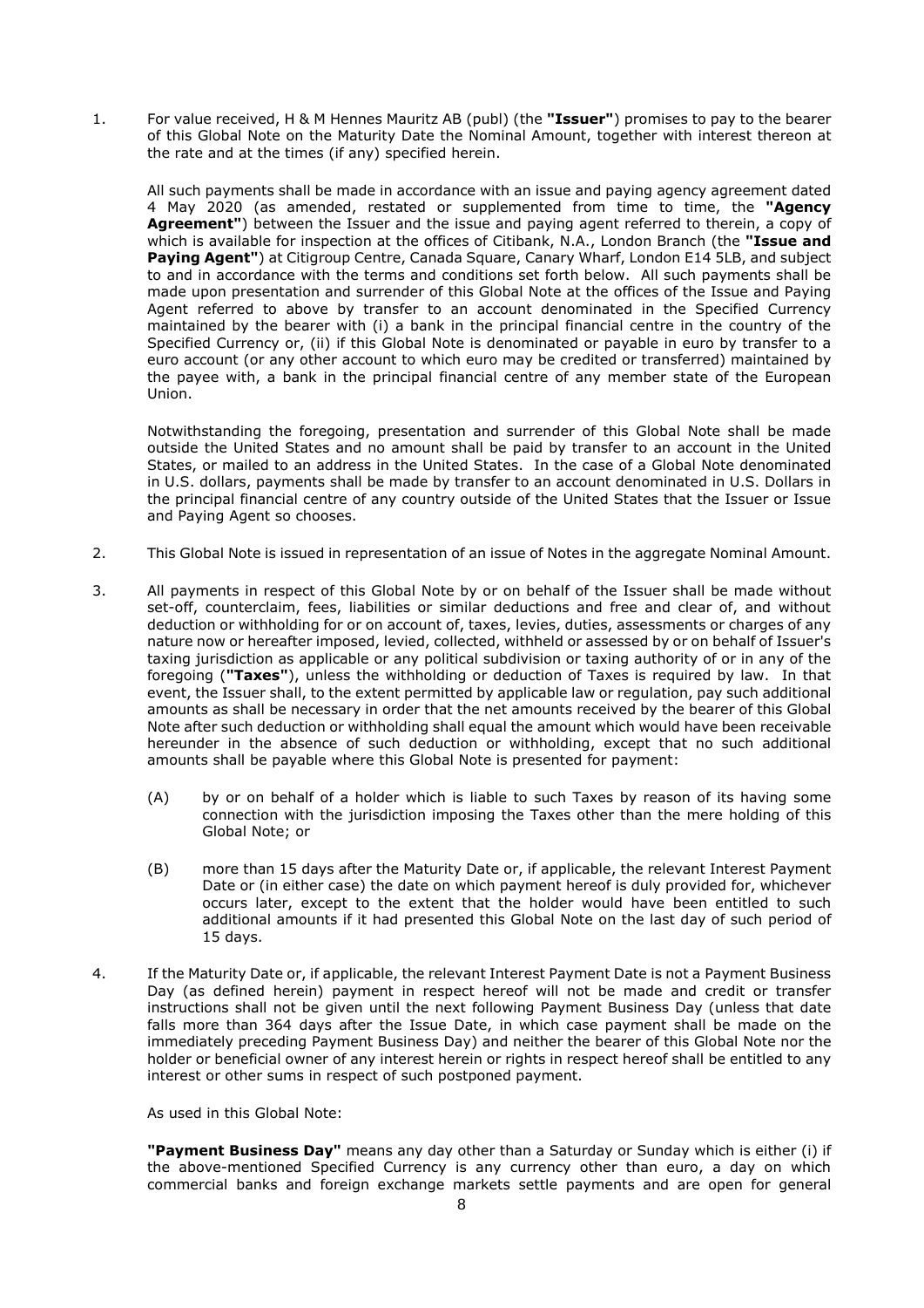1. For value received, H & M Hennes Mauritz AB (publ) (the **"Issuer"**) promises to pay to the bearer of this Global Note on the Maturity Date the Nominal Amount, together with interest thereon at the rate and at the times (if any) specified herein.

   All such payments shall be made in accordance with an issue and paying agency agreement dated 4 May 2020 (as amended, restated or supplemented from time to time, the **"Agency Agreement"**) between the Issuer and the issue and paying agent referred to therein, a copy of which is available for inspection at the offices of Citibank, N.A., London Branch (the **"Issue and Paying Agent"**) at Citigroup Centre, Canada Square, Canary Wharf, London E14 5LB, and subject to and in accordance with the terms and conditions set forth below. All such payments shall be made upon presentation and surrender of this Global Note at the offices of the Issue and Paying Agent referred to above by transfer to an account denominated in the Specified Currency maintained by the bearer with (i) a bank in the principal financial centre in the country of the Specified Currency or, (ii) if this Global Note is denominated or payable in euro by transfer to a euro account (or any other account to which euro may be credited or transferred) maintained by the payee with, a bank in the principal financial centre of any member state of the European Union.

   Notwithstanding the foregoing, presentation and surrender of this Global Note shall be made outside the United States and no amount shall be paid by transfer to an account in the United States, or mailed to an address in the United States. In the case of a Global Note denominated in U.S. dollars, payments shall be made by transfer to an account denominated in U.S. Dollars in the principal financial centre of any country outside of the United States that the Issuer or Issue and Paying Agent so chooses.

2. This Global Note is issued in representation of an issue of Notes in the aggregate Nominal Amount.

3. All payments in respect of this Global Note by or on behalf of the Issuer shall be made without set-off, counterclaim, fees, liabilities or similar deductions and free and clear of, and without deduction or withholding for or on account of, taxes, levies, duties, assessments or charges of any nature now or hereafter imposed, levied, collected, withheld or assessed by or on behalf of Issuer's taxing jurisdiction as applicable or any political subdivision or taxing authority of or in any of the foregoing (**"Taxes"**), unless the withholding or deduction of Taxes is required by law. In that event, the Issuer shall, to the extent permitted by applicable law or regulation, pay such additional amounts as shall be necessary in order that the net amounts received by the bearer of this Global Note after such deduction or withholding shall equal the amount which would have been receivable hereunder in the absence of such deduction or withholding, except that no such additional amounts shall be payable where this Global Note is presented for payment:

   (A) by or on behalf of a holder which is liable to such Taxes by reason of its having some connection with the jurisdiction imposing the Taxes other than the mere holding of this Global Note; or

   (B) more than 15 days after the Maturity Date or, if applicable, the relevant Interest Payment Date or (in either case) the date on which payment hereof is duly provided for, whichever occurs later, except to the extent that the holder would have been entitled to such additional amounts if it had presented this Global Note on the last day of such period of 15 days.

4. If the Maturity Date or, if applicable, the relevant Interest Payment Date is not a Payment Business Day (as defined herein) payment in respect hereof will not be made and credit or transfer instructions shall not be given until the next following Payment Business Day (unless that date falls more than 364 days after the Issue Date, in which case payment shall be made on the immediately preceding Payment Business Day) and neither the bearer of this Global Note nor the holder or beneficial owner of any interest herein or rights in respect hereof shall be entitled to any interest or other sums in respect of such postponed payment.

   As used in this Global Note:

   **"Payment Business Day"** means any day other than a Saturday or Sunday which is either (i) if the above-mentioned Specified Currency is any currency other than euro, a day on which commercial banks and foreign exchange markets settle payments and are open for general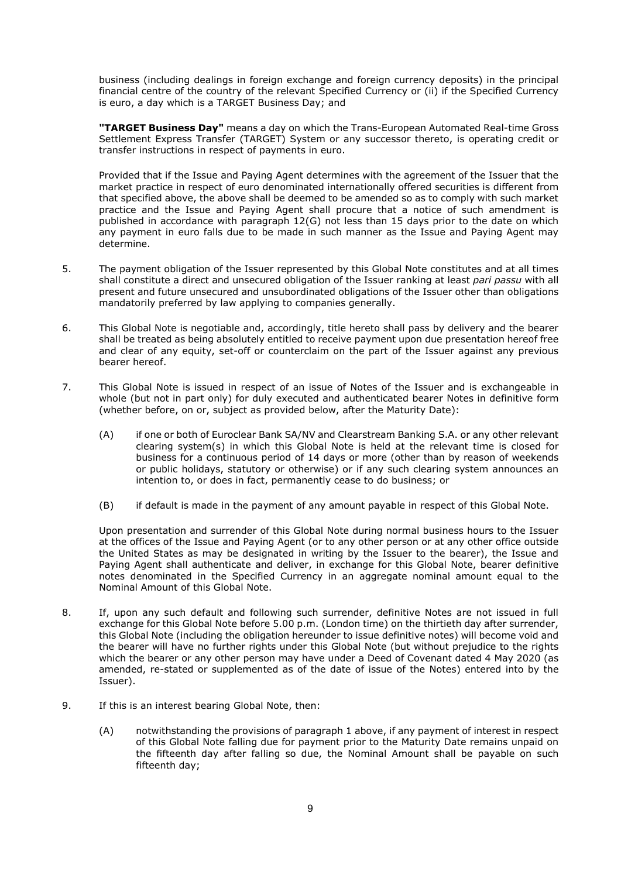business (including dealings in foreign exchange and foreign currency deposits) in the principal financial centre of the country of the relevant Specified Currency or (ii) if the Specified Currency is euro, a day which is a TARGET Business Day; and

**"TARGET Business Day"** means a day on which the Trans-European Automated Real-time Gross Settlement Express Transfer (TARGET) System or any successor thereto, is operating credit or transfer instructions in respect of payments in euro.

Provided that if the Issue and Paying Agent determines with the agreement of the Issuer that the market practice in respect of euro denominated internationally offered securities is different from that specified above, the above shall be deemed to be amended so as to comply with such market practice and the Issue and Paying Agent shall procure that a notice of such amendment is published in accordance with paragraph 12(G) not less than 15 days prior to the date on which any payment in euro falls due to be made in such manner as the Issue and Paying Agent may determine.

5. The payment obligation of the Issuer represented by this Global Note constitutes and at all times shall constitute a direct and unsecured obligation of the Issuer ranking at least *pari passu* with all present and future unsecured and unsubordinated obligations of the Issuer other than obligations mandatorily preferred by law applying to companies generally.

6. This Global Note is negotiable and, accordingly, title hereto shall pass by delivery and the bearer shall be treated as being absolutely entitled to receive payment upon due presentation hereof free and clear of any equity, set-off or counterclaim on the part of the Issuer against any previous bearer hereof.

7. This Global Note is issued in respect of an issue of Notes of the Issuer and is exchangeable in whole (but not in part only) for duly executed and authenticated bearer Notes in definitive form (whether before, on or, subject as provided below, after the Maturity Date):

   (A) if one or both of Euroclear Bank SA/NV and Clearstream Banking S.A. or any other relevant clearing system(s) in which this Global Note is held at the relevant time is closed for business for a continuous period of 14 days or more (other than by reason of weekends or public holidays, statutory or otherwise) or if any such clearing system announces an intention to, or does in fact, permanently cease to do business; or

   (B) if default is made in the payment of any amount payable in respect of this Global Note.

   Upon presentation and surrender of this Global Note during normal business hours to the Issuer at the offices of the Issue and Paying Agent (or to any other person or at any other office outside the United States as may be designated in writing by the Issuer to the bearer), the Issue and Paying Agent shall authenticate and deliver, in exchange for this Global Note, bearer definitive notes denominated in the Specified Currency in an aggregate nominal amount equal to the Nominal Amount of this Global Note.

8. If, upon any such default and following such surrender, definitive Notes are not issued in full exchange for this Global Note before 5.00 p.m. (London time) on the thirtieth day after surrender, this Global Note (including the obligation hereunder to issue definitive notes) will become void and the bearer will have no further rights under this Global Note (but without prejudice to the rights which the bearer or any other person may have under a Deed of Covenant dated 4 May 2020 (as amended, re-stated or supplemented as of the date of issue of the Notes) entered into by the Issuer).

9. If this is an interest bearing Global Note, then:

   (A) notwithstanding the provisions of paragraph 1 above, if any payment of interest in respect of this Global Note falling due for payment prior to the Maturity Date remains unpaid on the fifteenth day after falling so due, the Nominal Amount shall be payable on such fifteenth day;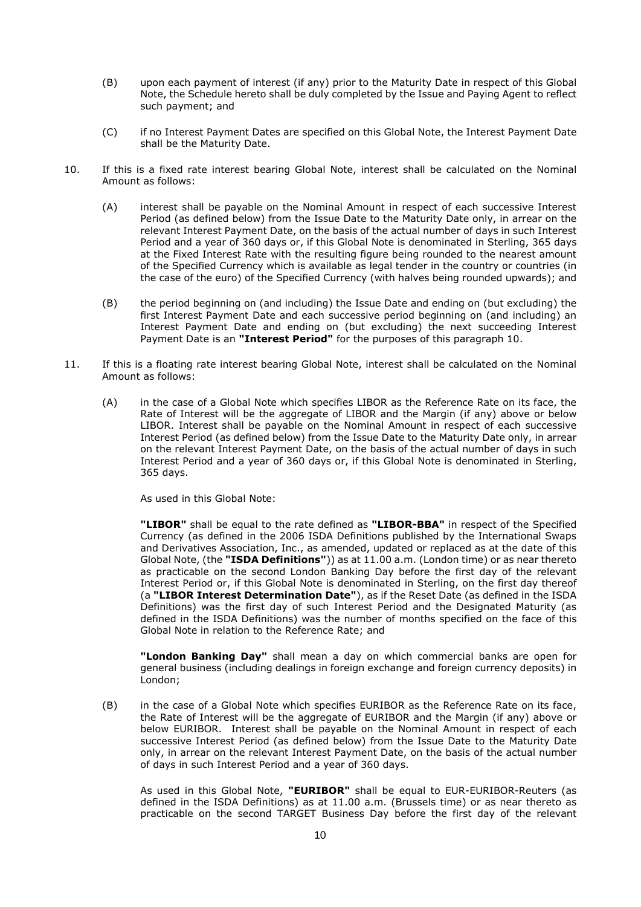(B) upon each payment of interest (if any) prior to the Maturity Date in respect of this Global Note, the Schedule hereto shall be duly completed by the Issue and Paying Agent to reflect such payment; and

(C) if no Interest Payment Dates are specified on this Global Note, the Interest Payment Date shall be the Maturity Date.

10. If this is a fixed rate interest bearing Global Note, interest shall be calculated on the Nominal Amount as follows:

 (A) interest shall be payable on the Nominal Amount in respect of each successive Interest Period (as defined below) from the Issue Date to the Maturity Date only, in arrear on the relevant Interest Payment Date, on the basis of the actual number of days in such Interest Period and a year of 360 days or, if this Global Note is denominated in Sterling, 365 days at the Fixed Interest Rate with the resulting figure being rounded to the nearest amount of the Specified Currency which is available as legal tender in the country or countries (in the case of the euro) of the Specified Currency (with halves being rounded upwards); and

 (B) the period beginning on (and including) the Issue Date and ending on (but excluding) the first Interest Payment Date and each successive period beginning on (and including) an Interest Payment Date and ending on (but excluding) the next succeeding Interest Payment Date is an **"Interest Period"** for the purposes of this paragraph 10.

11. If this is a floating rate interest bearing Global Note, interest shall be calculated on the Nominal Amount as follows:

 (A) in the case of a Global Note which specifies LIBOR as the Reference Rate on its face, the Rate of Interest will be the aggregate of LIBOR and the Margin (if any) above or below LIBOR. Interest shall be payable on the Nominal Amount in respect of each successive Interest Period (as defined below) from the Issue Date to the Maturity Date only, in arrear on the relevant Interest Payment Date, on the basis of the actual number of days in such Interest Period and a year of 360 days or, if this Global Note is denominated in Sterling, 365 days.

 As used in this Global Note:

 **"LIBOR"** shall be equal to the rate defined as **"LIBOR-BBA"** in respect of the Specified Currency (as defined in the 2006 ISDA Definitions published by the International Swaps and Derivatives Association, Inc., as amended, updated or replaced as at the date of this Global Note, (the **"ISDA Definitions"**)) as at 11.00 a.m. (London time) or as near thereto as practicable on the second London Banking Day before the first day of the relevant Interest Period or, if this Global Note is denominated in Sterling, on the first day thereof (a **"LIBOR Interest Determination Date"**), as if the Reset Date (as defined in the ISDA Definitions) was the first day of such Interest Period and the Designated Maturity (as defined in the ISDA Definitions) was the number of months specified on the face of this Global Note in relation to the Reference Rate; and

 **"London Banking Day"** shall mean a day on which commercial banks are open for general business (including dealings in foreign exchange and foreign currency deposits) in London;

 (B) in the case of a Global Note which specifies EURIBOR as the Reference Rate on its face, the Rate of Interest will be the aggregate of EURIBOR and the Margin (if any) above or below EURIBOR. Interest shall be payable on the Nominal Amount in respect of each successive Interest Period (as defined below) from the Issue Date to the Maturity Date only, in arrear on the relevant Interest Payment Date, on the basis of the actual number of days in such Interest Period and a year of 360 days.

 As used in this Global Note, **"EURIBOR"** shall be equal to EUR-EURIBOR-Reuters (as defined in the ISDA Definitions) as at 11.00 a.m. (Brussels time) or as near thereto as practicable on the second TARGET Business Day before the first day of the relevant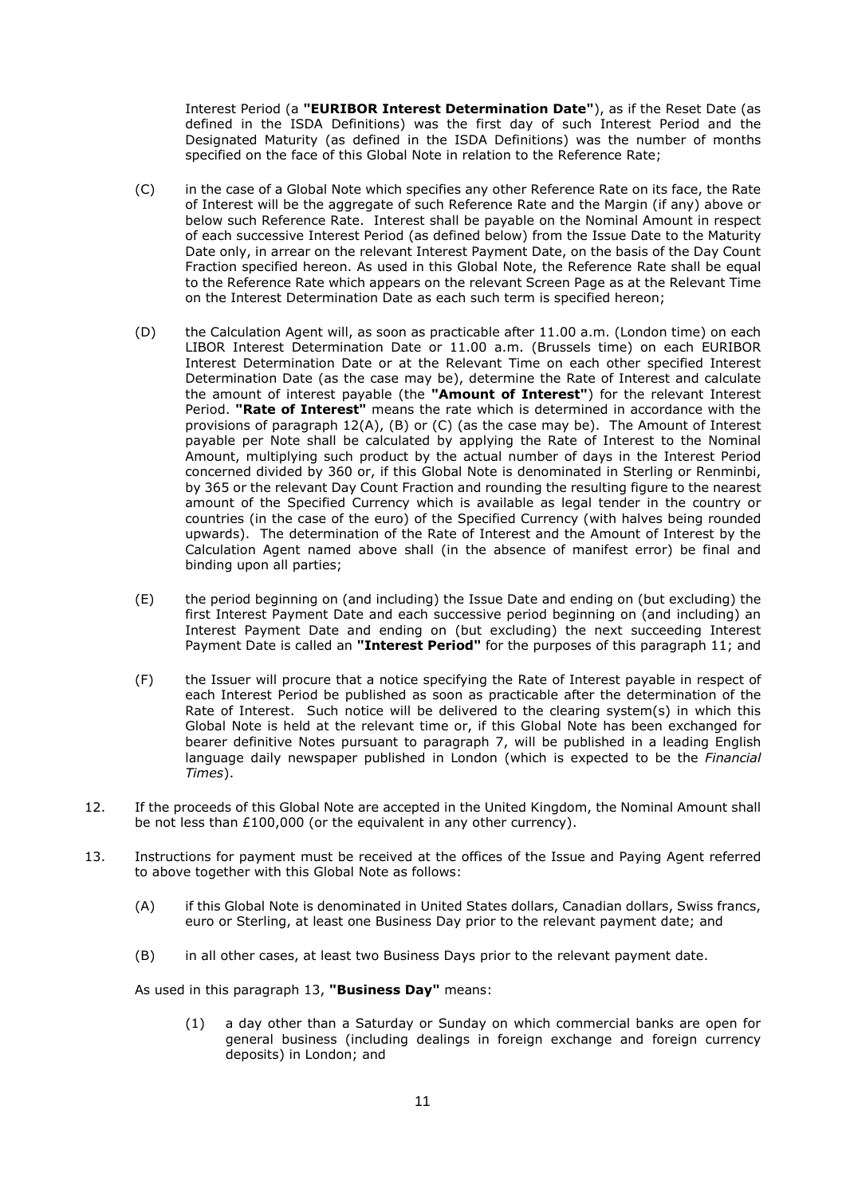Interest Period (a **"EURIBOR Interest Determination Date"**), as if the Reset Date (as defined in the ISDA Definitions) was the first day of such Interest Period and the Designated Maturity (as defined in the ISDA Definitions) was the number of months specified on the face of this Global Note in relation to the Reference Rate;

(C) in the case of a Global Note which specifies any other Reference Rate on its face, the Rate of Interest will be the aggregate of such Reference Rate and the Margin (if any) above or below such Reference Rate. Interest shall be payable on the Nominal Amount in respect of each successive Interest Period (as defined below) from the Issue Date to the Maturity Date only, in arrear on the relevant Interest Payment Date, on the basis of the Day Count Fraction specified hereon. As used in this Global Note, the Reference Rate shall be equal to the Reference Rate which appears on the relevant Screen Page as at the Relevant Time on the Interest Determination Date as each such term is specified hereon;

(D) the Calculation Agent will, as soon as practicable after 11.00 a.m. (London time) on each LIBOR Interest Determination Date or 11.00 a.m. (Brussels time) on each EURIBOR Interest Determination Date or at the Relevant Time on each other specified Interest Determination Date (as the case may be), determine the Rate of Interest and calculate the amount of interest payable (the **"Amount of Interest"**) for the relevant Interest Period. **"Rate of Interest"** means the rate which is determined in accordance with the provisions of paragraph 12(A), (B) or (C) (as the case may be). The Amount of Interest payable per Note shall be calculated by applying the Rate of Interest to the Nominal Amount, multiplying such product by the actual number of days in the Interest Period concerned divided by 360 or, if this Global Note is denominated in Sterling or Renminbi, by 365 or the relevant Day Count Fraction and rounding the resulting figure to the nearest amount of the Specified Currency which is available as legal tender in the country or countries (in the case of the euro) of the Specified Currency (with halves being rounded upwards). The determination of the Rate of Interest and the Amount of Interest by the Calculation Agent named above shall (in the absence of manifest error) be final and binding upon all parties;

(E) the period beginning on (and including) the Issue Date and ending on (but excluding) the first Interest Payment Date and each successive period beginning on (and including) an Interest Payment Date and ending on (but excluding) the next succeeding Interest Payment Date is called an **"Interest Period"** for the purposes of this paragraph 11; and

(F) the Issuer will procure that a notice specifying the Rate of Interest payable in respect of each Interest Period be published as soon as practicable after the determination of the Rate of Interest. Such notice will be delivered to the clearing system(s) in which this Global Note is held at the relevant time or, if this Global Note has been exchanged for bearer definitive Notes pursuant to paragraph 7, will be published in a leading English language daily newspaper published in London (which is expected to be the *Financial Times*).

12. If the proceeds of this Global Note are accepted in the United Kingdom, the Nominal Amount shall be not less than £100,000 (or the equivalent in any other currency).

13. Instructions for payment must be received at the offices of the Issue and Paying Agent referred to above together with this Global Note as follows:

    (A) if this Global Note is denominated in United States dollars, Canadian dollars, Swiss francs, euro or Sterling, at least one Business Day prior to the relevant payment date; and

    (B) in all other cases, at least two Business Days prior to the relevant payment date.

    As used in this paragraph 13, **"Business Day"** means:

    (1) a day other than a Saturday or Sunday on which commercial banks are open for general business (including dealings in foreign exchange and foreign currency deposits) in London; and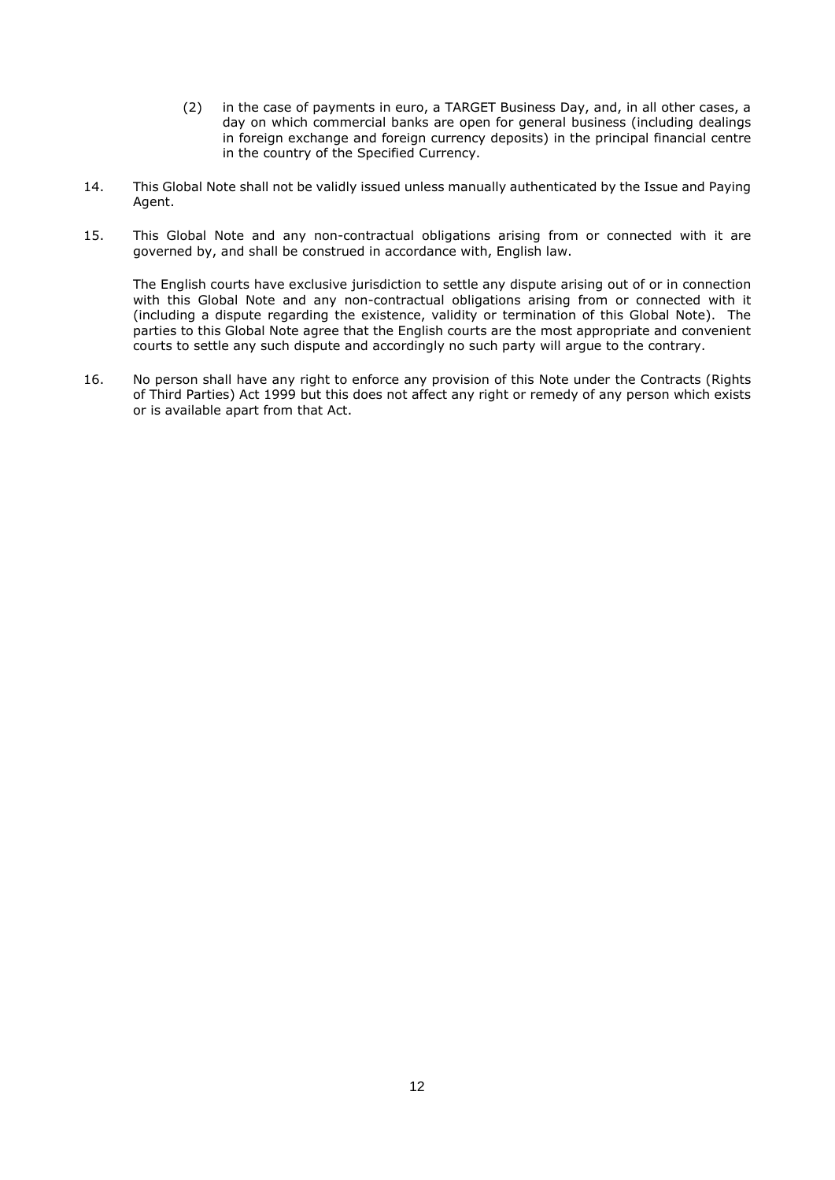(2) in the case of payments in euro, a TARGET Business Day, and, in all other cases, a day on which commercial banks are open for general business (including dealings in foreign exchange and foreign currency deposits) in the principal financial centre in the country of the Specified Currency.

14. This Global Note shall not be validly issued unless manually authenticated by the Issue and Paying Agent.

15. This Global Note and any non-contractual obligations arising from or connected with it are governed by, and shall be construed in accordance with, English law.

    The English courts have exclusive jurisdiction to settle any dispute arising out of or in connection with this Global Note and any non-contractual obligations arising from or connected with it (including a dispute regarding the existence, validity or termination of this Global Note). The parties to this Global Note agree that the English courts are the most appropriate and convenient courts to settle any such dispute and accordingly no such party will argue to the contrary.

16. No person shall have any right to enforce any provision of this Note under the Contracts (Rights of Third Parties) Act 1999 but this does not affect any right or remedy of any person which exists or is available apart from that Act.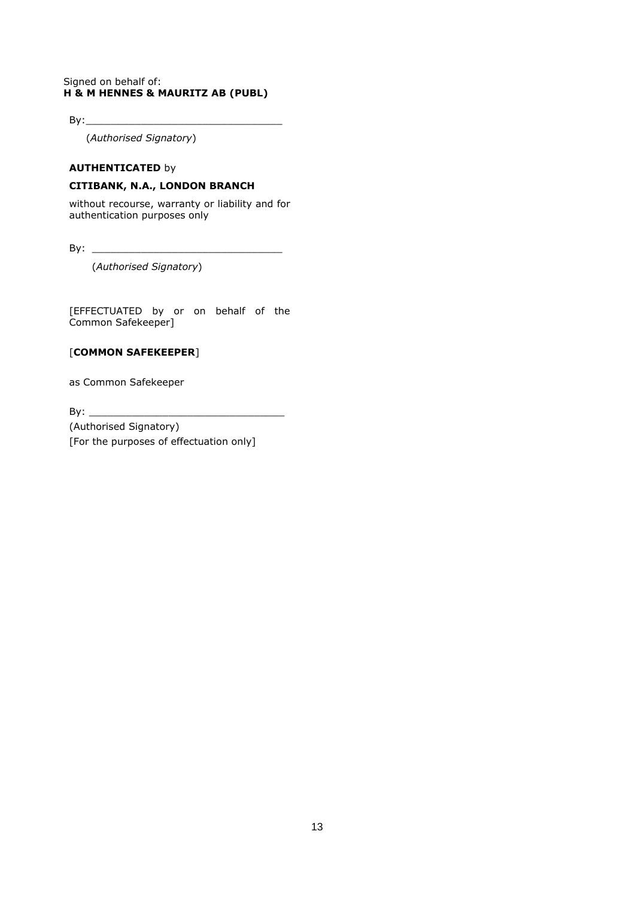Signed on behalf of:
**H & M HENNES & MAURITZ AB (PUBL)**

By:________________________________

(*Authorised Signatory*)

**AUTHENTICATED** by

**CITIBANK, N.A., LONDON BRANCH**

without recourse, warranty or liability and for authentication purposes only

By: _______________________________

(*Authorised Signatory*)

[EFFECTUATED by or on behalf of the Common Safekeeper]

[**COMMON SAFEKEEPER**]

as Common Safekeeper

By: ________________________________

(Authorised Signatory)

[For the purposes of effectuation only]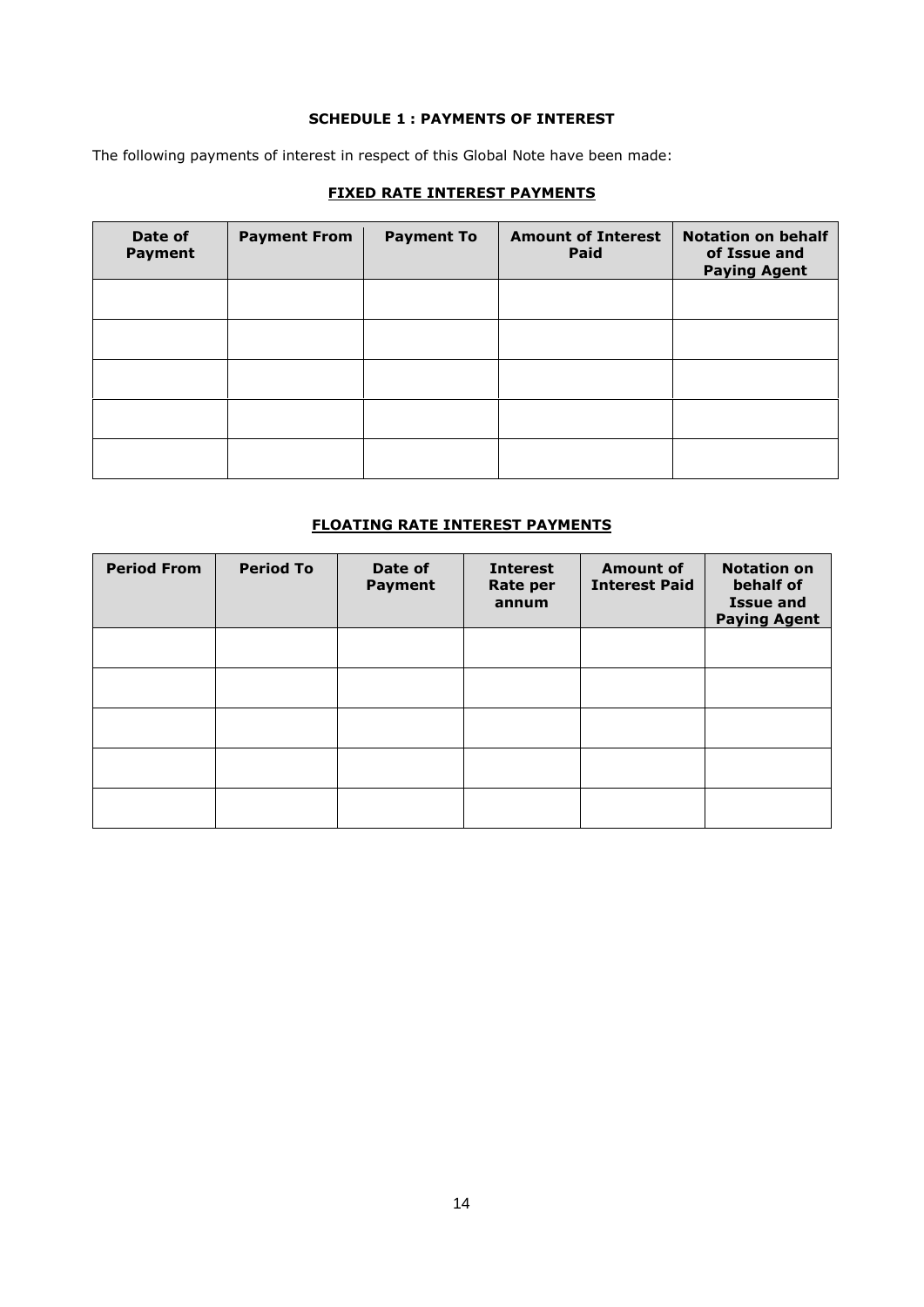**SCHEDULE 1 : PAYMENTS OF INTEREST**

The following payments of interest in respect of this Global Note have been made:

**FIXED RATE INTEREST PAYMENTS**

| Date of Payment | Payment From | Payment To | Amount of Interest Paid | Notation on behalf of Issue and Paying Agent |
|---|---|---|---|---|
| | | | | |
| | | | | |
| | | | | |
| | | | | |
| | | | | |

**FLOATING RATE INTEREST PAYMENTS**

| Period From | Period To | Date of Payment | Interest Rate per annum | Amount of Interest Paid | Notation on behalf of Issue and Paying Agent |
|---|---|---|---|---|---|
| | | | | | |
| | | | | | |
| | | | | | |
| | | | | | |
| | | | | | |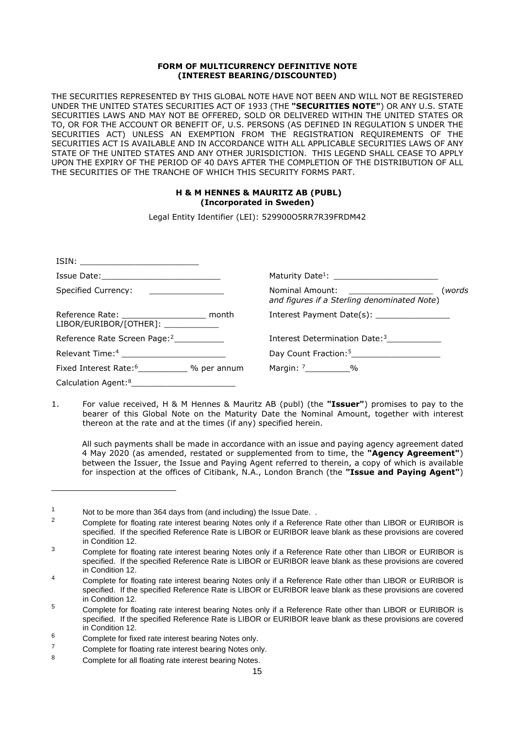**FORM OF MULTICURRENCY DEFINITIVE NOTE**
**(INTEREST BEARING/DISCOUNTED)**

THE SECURITIES REPRESENTED BY THIS GLOBAL NOTE HAVE NOT BEEN AND WILL NOT BE REGISTERED UNDER THE UNITED STATES SECURITIES ACT OF 1933 (THE **"SECURITIES NOTE"**) OR ANY U.S. STATE SECURITIES LAWS AND MAY NOT BE OFFERED, SOLD OR DELIVERED WITHIN THE UNITED STATES OR TO, OR FOR THE ACCOUNT OR BENEFIT OF, U.S. PERSONS (AS DEFINED IN REGULATION S UNDER THE SECURITIES ACT) UNLESS AN EXEMPTION FROM THE REGISTRATION REQUIREMENTS OF THE SECURITIES ACT IS AVAILABLE AND IN ACCORDANCE WITH ALL APPLICABLE SECURITIES LAWS OF ANY STATE OF THE UNITED STATES AND ANY OTHER JURISDICTION. THIS LEGEND SHALL CEASE TO APPLY UPON THE EXPIRY OF THE PERIOD OF 40 DAYS AFTER THE COMPLETION OF THE DISTRIBUTION OF ALL THE SECURITIES OF THE TRANCHE OF WHICH THIS SECURITY FORMS PART.

**H & M HENNES & MAURITZ AB (PUBL)**
**(Incorporated in Sweden)**

Legal Entity Identifier (LEI): 529900O5RR7R39FRDM42

| | |
|---|---|
| ISIN: ________________________ | |
| Issue Date:________________________ | Maturity Date[1]: ____________________ |
| Specified Currency: _______________ | Nominal Amount: ________________ (*words and figures if a Sterling denominated Note*) |
| Reference Rate: _________________ month LIBOR/EURIBOR/[OTHER]: ___________ | Interest Payment Date(s): _______________ |
| Reference Rate Screen Page:[2]__________ | Interest Determination Date:[3]___________ |
| Relevant Time:[4] _____________________ | Day Count Fraction:[5]__________________ |
| Fixed Interest Rate:[6]__________ % per annum | Margin: [7]_________% |
| Calculation Agent:[8]_____________________ | |

1. For value received, H & M Hennes & Mauritz AB (publ) (the **"Issuer"**) promises to pay to the bearer of this Global Note on the Maturity Date the Nominal Amount, together with interest thereon at the rate and at the times (if any) specified herein.

   All such payments shall be made in accordance with an issue and paying agency agreement dated 4 May 2020 (as amended, restated or supplemented from to time, the **"Agency Agreement"**) between the Issuer, the Issue and Paying Agent referred to therein, a copy of which is available for inspection at the offices of Citibank, N.A., London Branch (the **"Issue and Paying Agent"**)

---

[1] Not to be more than 364 days from (and including) the Issue Date. .

[2] Complete for floating rate interest bearing Notes only if a Reference Rate other than LIBOR or EURIBOR is specified. If the specified Reference Rate is LIBOR or EURIBOR leave blank as these provisions are covered in Condition 12.

[3] Complete for floating rate interest bearing Notes only if a Reference Rate other than LIBOR or EURIBOR is specified. If the specified Reference Rate is LIBOR or EURIBOR leave blank as these provisions are covered in Condition 12.

[4] Complete for floating rate interest bearing Notes only if a Reference Rate other than LIBOR or EURIBOR is specified. If the specified Reference Rate is LIBOR or EURIBOR leave blank as these provisions are covered in Condition 12.

[5] Complete for floating rate interest bearing Notes only if a Reference Rate other than LIBOR or EURIBOR is specified. If the specified Reference Rate is LIBOR or EURIBOR leave blank as these provisions are covered in Condition 12.

[6] Complete for fixed rate interest bearing Notes only.

[7] Complete for floating rate interest bearing Notes only.

[8] Complete for all floating rate interest bearing Notes.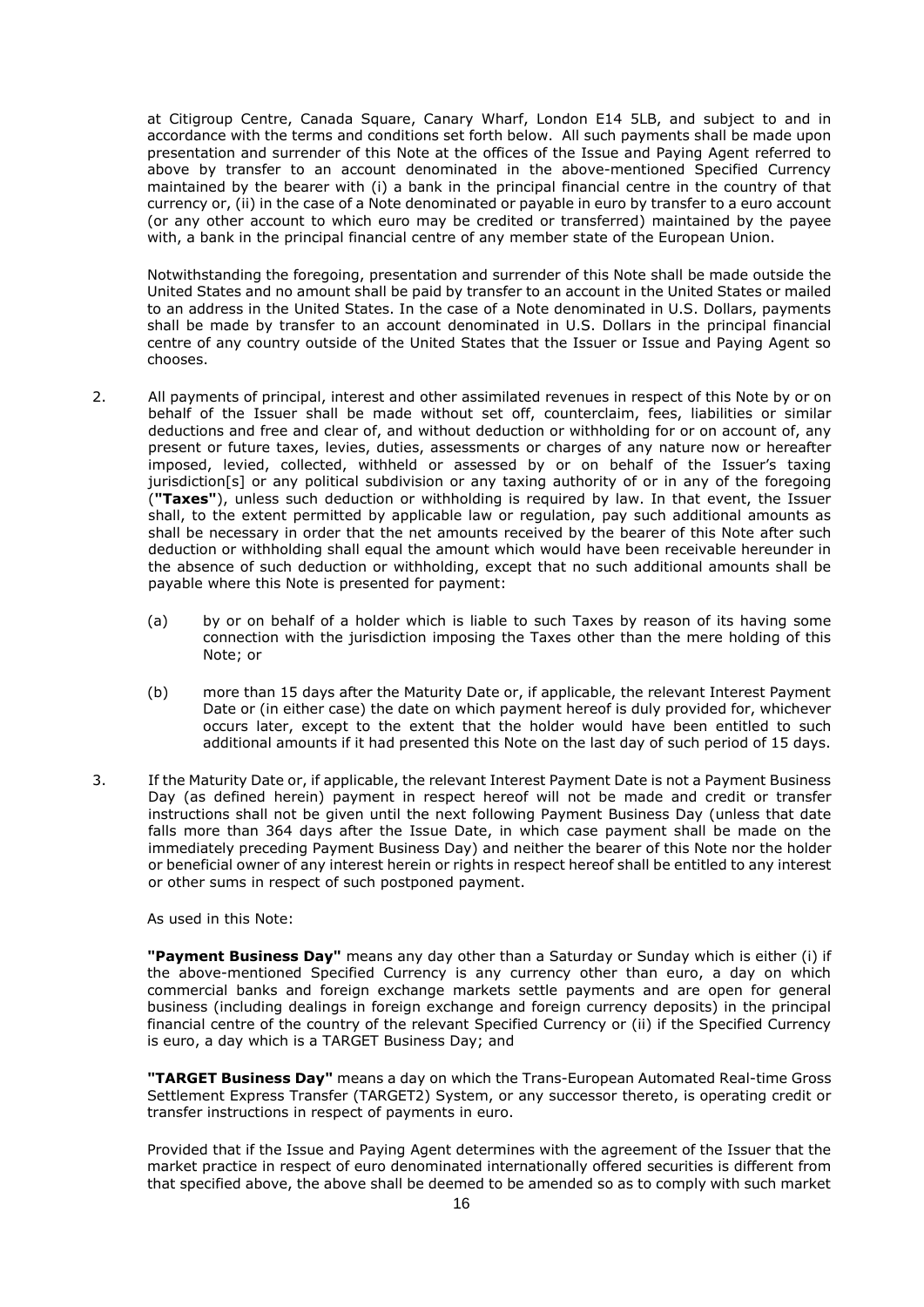at Citigroup Centre, Canada Square, Canary Wharf, London E14 5LB, and subject to and in accordance with the terms and conditions set forth below. All such payments shall be made upon presentation and surrender of this Note at the offices of the Issue and Paying Agent referred to above by transfer to an account denominated in the above-mentioned Specified Currency maintained by the bearer with (i) a bank in the principal financial centre in the country of that currency or, (ii) in the case of a Note denominated or payable in euro by transfer to a euro account (or any other account to which euro may be credited or transferred) maintained by the payee with, a bank in the principal financial centre of any member state of the European Union.

Notwithstanding the foregoing, presentation and surrender of this Note shall be made outside the United States and no amount shall be paid by transfer to an account in the United States or mailed to an address in the United States. In the case of a Note denominated in U.S. Dollars, payments shall be made by transfer to an account denominated in U.S. Dollars in the principal financial centre of any country outside of the United States that the Issuer or Issue and Paying Agent so chooses.

2. All payments of principal, interest and other assimilated revenues in respect of this Note by or on behalf of the Issuer shall be made without set off, counterclaim, fees, liabilities or similar deductions and free and clear of, and without deduction or withholding for or on account of, any present or future taxes, levies, duties, assessments or charges of any nature now or hereafter imposed, levied, collected, withheld or assessed by or on behalf of the Issuer's taxing jurisdiction[s] or any political subdivision or any taxing authority of or in any of the foregoing (**"Taxes"**), unless such deduction or withholding is required by law. In that event, the Issuer shall, to the extent permitted by applicable law or regulation, pay such additional amounts as shall be necessary in order that the net amounts received by the bearer of this Note after such deduction or withholding shall equal the amount which would have been receivable hereunder in the absence of such deduction or withholding, except that no such additional amounts shall be payable where this Note is presented for payment:

   (a) by or on behalf of a holder which is liable to such Taxes by reason of its having some connection with the jurisdiction imposing the Taxes other than the mere holding of this Note; or

   (b) more than 15 days after the Maturity Date or, if applicable, the relevant Interest Payment Date or (in either case) the date on which payment hereof is duly provided for, whichever occurs later, except to the extent that the holder would have been entitled to such additional amounts if it had presented this Note on the last day of such period of 15 days.

3. If the Maturity Date or, if applicable, the relevant Interest Payment Date is not a Payment Business Day (as defined herein) payment in respect hereof will not be made and credit or transfer instructions shall not be given until the next following Payment Business Day (unless that date falls more than 364 days after the Issue Date, in which case payment shall be made on the immediately preceding Payment Business Day) and neither the bearer of this Note nor the holder or beneficial owner of any interest herein or rights in respect hereof shall be entitled to any interest or other sums in respect of such postponed payment.

   As used in this Note:

   **"Payment Business Day"** means any day other than a Saturday or Sunday which is either (i) if the above-mentioned Specified Currency is any currency other than euro, a day on which commercial banks and foreign exchange markets settle payments and are open for general business (including dealings in foreign exchange and foreign currency deposits) in the principal financial centre of the country of the relevant Specified Currency or (ii) if the Specified Currency is euro, a day which is a TARGET Business Day; and

   **"TARGET Business Day"** means a day on which the Trans-European Automated Real-time Gross Settlement Express Transfer (TARGET2) System, or any successor thereto, is operating credit or transfer instructions in respect of payments in euro.

   Provided that if the Issue and Paying Agent determines with the agreement of the Issuer that the market practice in respect of euro denominated internationally offered securities is different from that specified above, the above shall be deemed to be amended so as to comply with such market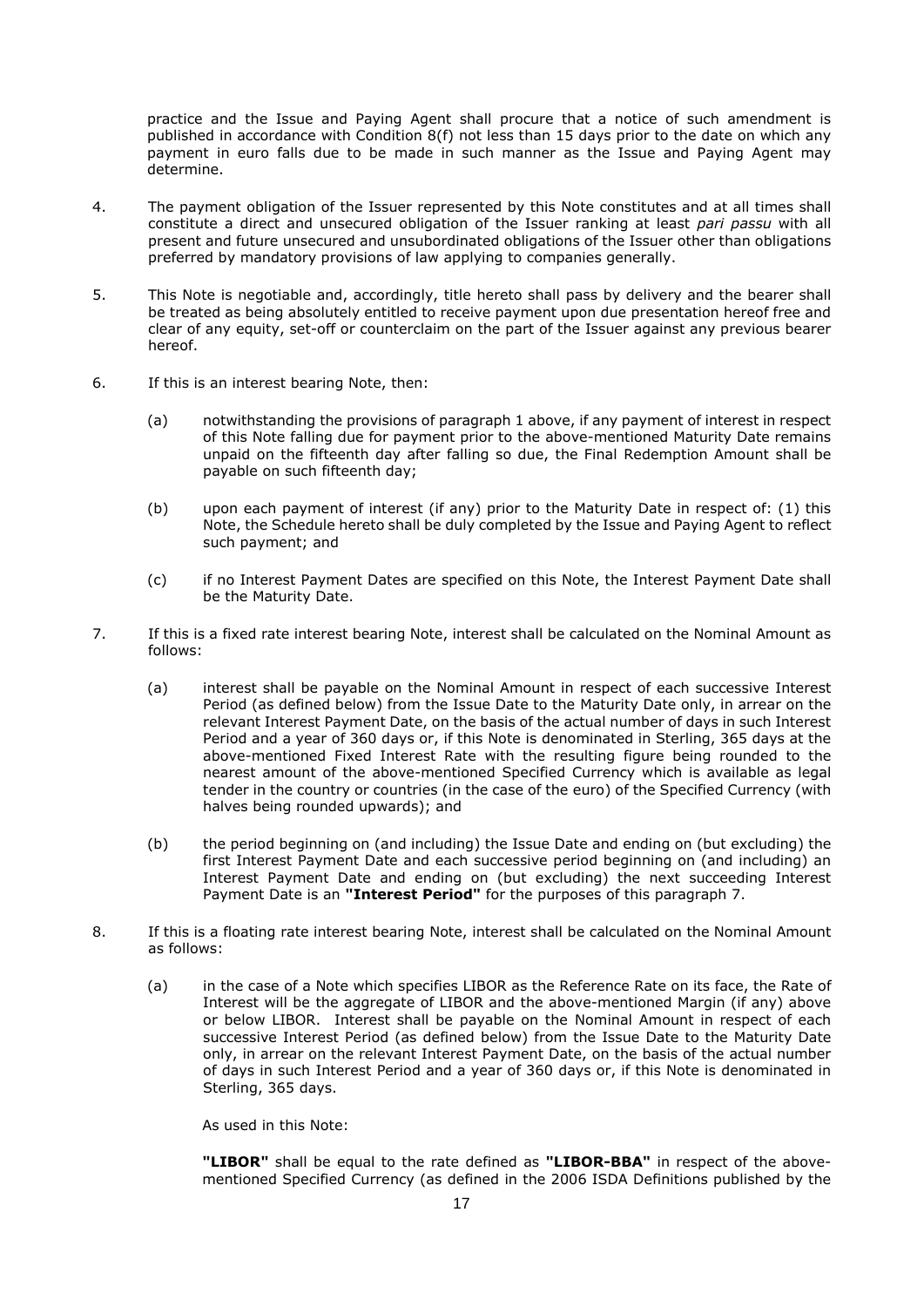practice and the Issue and Paying Agent shall procure that a notice of such amendment is published in accordance with Condition 8(f) not less than 15 days prior to the date on which any payment in euro falls due to be made in such manner as the Issue and Paying Agent may determine.

4. The payment obligation of the Issuer represented by this Note constitutes and at all times shall constitute a direct and unsecured obligation of the Issuer ranking at least *pari passu* with all present and future unsecured and unsubordinated obligations of the Issuer other than obligations preferred by mandatory provisions of law applying to companies generally.

5. This Note is negotiable and, accordingly, title hereto shall pass by delivery and the bearer shall be treated as being absolutely entitled to receive payment upon due presentation hereof free and clear of any equity, set-off or counterclaim on the part of the Issuer against any previous bearer hereof.

6. If this is an interest bearing Note, then:

   (a) notwithstanding the provisions of paragraph 1 above, if any payment of interest in respect of this Note falling due for payment prior to the above-mentioned Maturity Date remains unpaid on the fifteenth day after falling so due, the Final Redemption Amount shall be payable on such fifteenth day;

   (b) upon each payment of interest (if any) prior to the Maturity Date in respect of: (1) this Note, the Schedule hereto shall be duly completed by the Issue and Paying Agent to reflect such payment; and

   (c) if no Interest Payment Dates are specified on this Note, the Interest Payment Date shall be the Maturity Date.

7. If this is a fixed rate interest bearing Note, interest shall be calculated on the Nominal Amount as follows:

   (a) interest shall be payable on the Nominal Amount in respect of each successive Interest Period (as defined below) from the Issue Date to the Maturity Date only, in arrear on the relevant Interest Payment Date, on the basis of the actual number of days in such Interest Period and a year of 360 days or, if this Note is denominated in Sterling, 365 days at the above-mentioned Fixed Interest Rate with the resulting figure being rounded to the nearest amount of the above-mentioned Specified Currency which is available as legal tender in the country or countries (in the case of the euro) of the Specified Currency (with halves being rounded upwards); and

   (b) the period beginning on (and including) the Issue Date and ending on (but excluding) the first Interest Payment Date and each successive period beginning on (and including) an Interest Payment Date and ending on (but excluding) the next succeeding Interest Payment Date is an **"Interest Period"** for the purposes of this paragraph 7.

8. If this is a floating rate interest bearing Note, interest shall be calculated on the Nominal Amount as follows:

   (a) in the case of a Note which specifies LIBOR as the Reference Rate on its face, the Rate of Interest will be the aggregate of LIBOR and the above-mentioned Margin (if any) above or below LIBOR. Interest shall be payable on the Nominal Amount in respect of each successive Interest Period (as defined below) from the Issue Date to the Maturity Date only, in arrear on the relevant Interest Payment Date, on the basis of the actual number of days in such Interest Period and a year of 360 days or, if this Note is denominated in Sterling, 365 days.

   As used in this Note:

   **"LIBOR"** shall be equal to the rate defined as **"LIBOR-BBA"** in respect of the above-mentioned Specified Currency (as defined in the 2006 ISDA Definitions published by the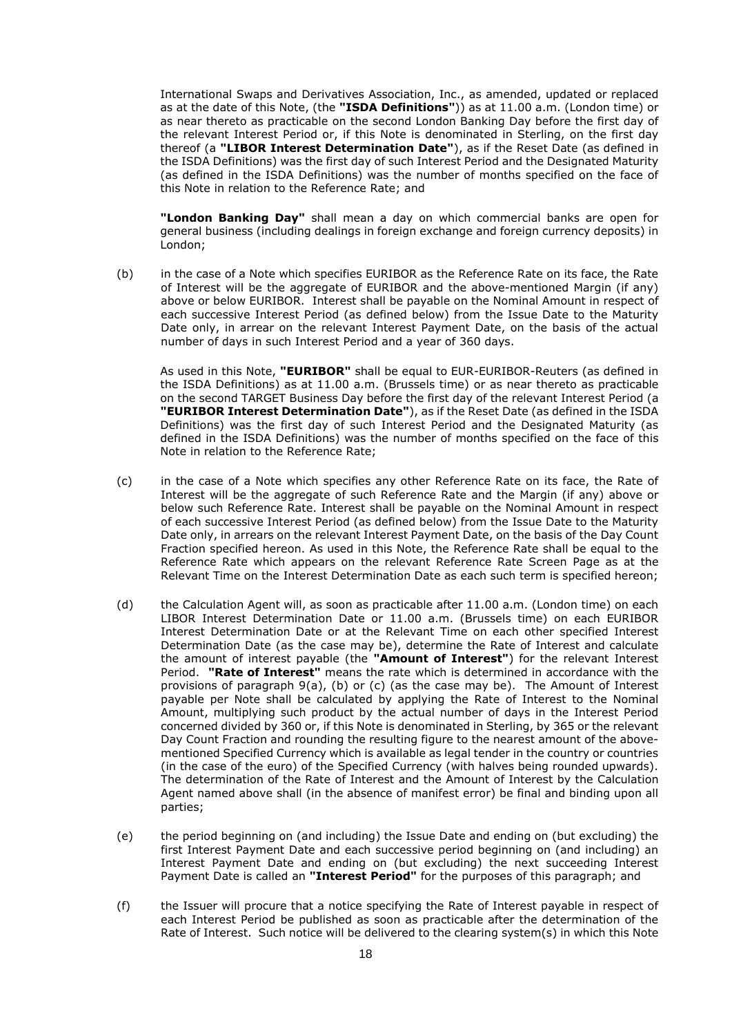International Swaps and Derivatives Association, Inc., as amended, updated or replaced as at the date of this Note, (the **"ISDA Definitions"**)) as at 11.00 a.m. (London time) or as near thereto as practicable on the second London Banking Day before the first day of the relevant Interest Period or, if this Note is denominated in Sterling, on the first day thereof (a **"LIBOR Interest Determination Date"**), as if the Reset Date (as defined in the ISDA Definitions) was the first day of such Interest Period and the Designated Maturity (as defined in the ISDA Definitions) was the number of months specified on the face of this Note in relation to the Reference Rate; and

**"London Banking Day"** shall mean a day on which commercial banks are open for general business (including dealings in foreign exchange and foreign currency deposits) in London;

(b) in the case of a Note which specifies EURIBOR as the Reference Rate on its face, the Rate of Interest will be the aggregate of EURIBOR and the above-mentioned Margin (if any) above or below EURIBOR. Interest shall be payable on the Nominal Amount in respect of each successive Interest Period (as defined below) from the Issue Date to the Maturity Date only, in arrear on the relevant Interest Payment Date, on the basis of the actual number of days in such Interest Period and a year of 360 days.

As used in this Note, **"EURIBOR"** shall be equal to EUR-EURIBOR-Reuters (as defined in the ISDA Definitions) as at 11.00 a.m. (Brussels time) or as near thereto as practicable on the second TARGET Business Day before the first day of the relevant Interest Period (a **"EURIBOR Interest Determination Date"**), as if the Reset Date (as defined in the ISDA Definitions) was the first day of such Interest Period and the Designated Maturity (as defined in the ISDA Definitions) was the number of months specified on the face of this Note in relation to the Reference Rate;

(c) in the case of a Note which specifies any other Reference Rate on its face, the Rate of Interest will be the aggregate of such Reference Rate and the Margin (if any) above or below such Reference Rate. Interest shall be payable on the Nominal Amount in respect of each successive Interest Period (as defined below) from the Issue Date to the Maturity Date only, in arrears on the relevant Interest Payment Date, on the basis of the Day Count Fraction specified hereon. As used in this Note, the Reference Rate shall be equal to the Reference Rate which appears on the relevant Reference Rate Screen Page as at the Relevant Time on the Interest Determination Date as each such term is specified hereon;

(d) the Calculation Agent will, as soon as practicable after 11.00 a.m. (London time) on each LIBOR Interest Determination Date or 11.00 a.m. (Brussels time) on each EURIBOR Interest Determination Date or at the Relevant Time on each other specified Interest Determination Date (as the case may be), determine the Rate of Interest and calculate the amount of interest payable (the **"Amount of Interest"**) for the relevant Interest Period. **"Rate of Interest"** means the rate which is determined in accordance with the provisions of paragraph 9(a), (b) or (c) (as the case may be). The Amount of Interest payable per Note shall be calculated by applying the Rate of Interest to the Nominal Amount, multiplying such product by the actual number of days in the Interest Period concerned divided by 360 or, if this Note is denominated in Sterling, by 365 or the relevant Day Count Fraction and rounding the resulting figure to the nearest amount of the above-mentioned Specified Currency which is available as legal tender in the country or countries (in the case of the euro) of the Specified Currency (with halves being rounded upwards). The determination of the Rate of Interest and the Amount of Interest by the Calculation Agent named above shall (in the absence of manifest error) be final and binding upon all parties;

(e) the period beginning on (and including) the Issue Date and ending on (but excluding) the first Interest Payment Date and each successive period beginning on (and including) an Interest Payment Date and ending on (but excluding) the next succeeding Interest Payment Date is called an **"Interest Period"** for the purposes of this paragraph; and

(f) the Issuer will procure that a notice specifying the Rate of Interest payable in respect of each Interest Period be published as soon as practicable after the determination of the Rate of Interest. Such notice will be delivered to the clearing system(s) in which this Note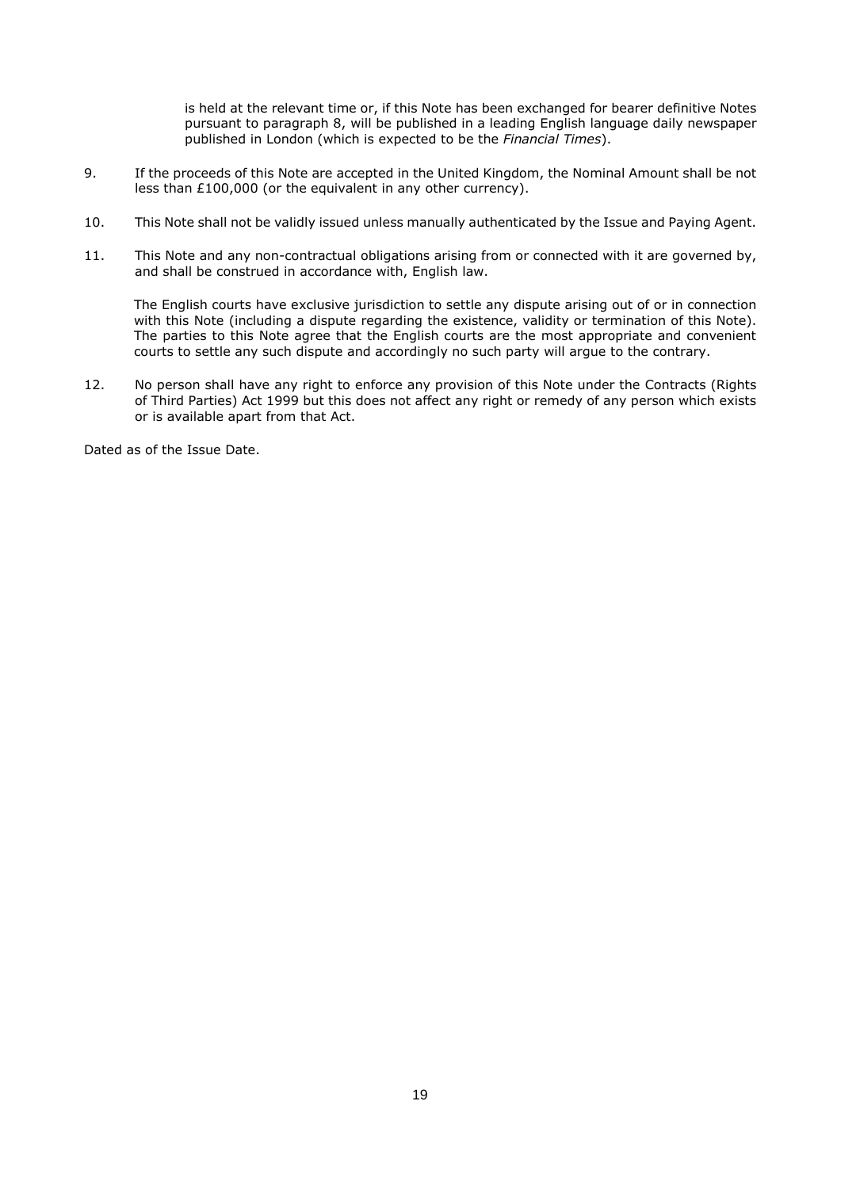is held at the relevant time or, if this Note has been exchanged for bearer definitive Notes pursuant to paragraph 8, will be published in a leading English language daily newspaper published in London (which is expected to be the *Financial Times*).

9. If the proceeds of this Note are accepted in the United Kingdom, the Nominal Amount shall be not less than £100,000 (or the equivalent in any other currency).

10. This Note shall not be validly issued unless manually authenticated by the Issue and Paying Agent.

11. This Note and any non-contractual obligations arising from or connected with it are governed by, and shall be construed in accordance with, English law.

    The English courts have exclusive jurisdiction to settle any dispute arising out of or in connection with this Note (including a dispute regarding the existence, validity or termination of this Note). The parties to this Note agree that the English courts are the most appropriate and convenient courts to settle any such dispute and accordingly no such party will argue to the contrary.

12. No person shall have any right to enforce any provision of this Note under the Contracts (Rights of Third Parties) Act 1999 but this does not affect any right or remedy of any person which exists or is available apart from that Act.

Dated as of the Issue Date.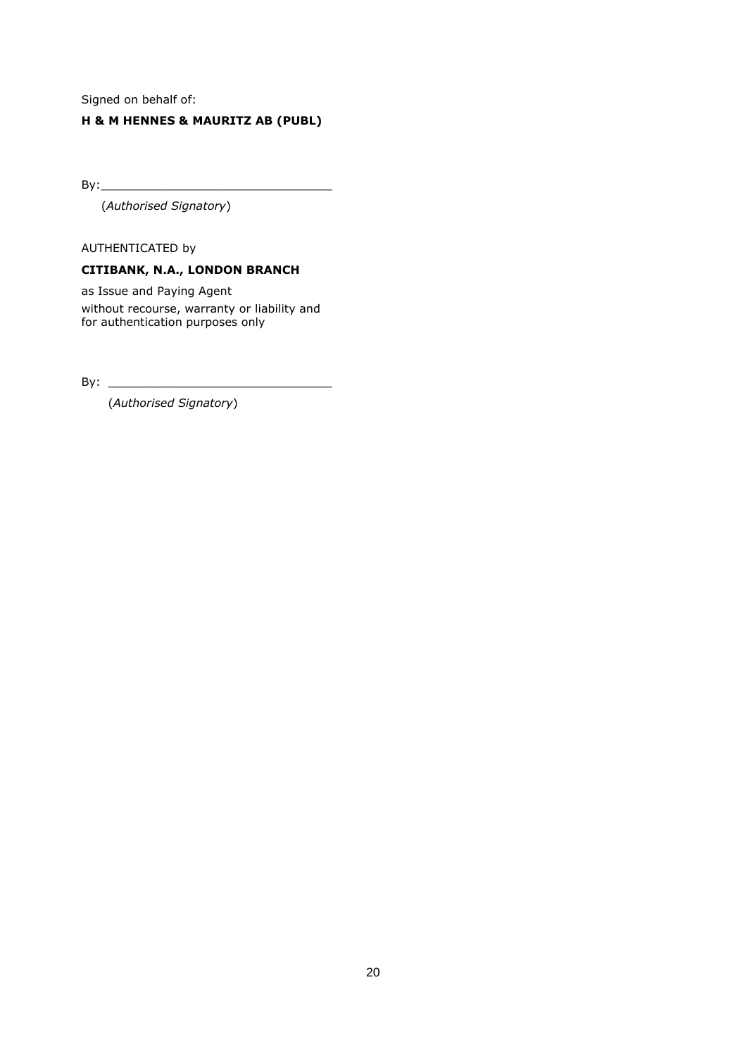Signed on behalf of:

**H & M HENNES & MAURITZ AB (PUBL)**

By:_______________________________

(*Authorised Signatory*)

AUTHENTICATED by

**CITIBANK, N.A., LONDON BRANCH**

as Issue and Paying Agent
without recourse, warranty or liability and for authentication purposes only

By: _______________________________

(*Authorised Signatory*)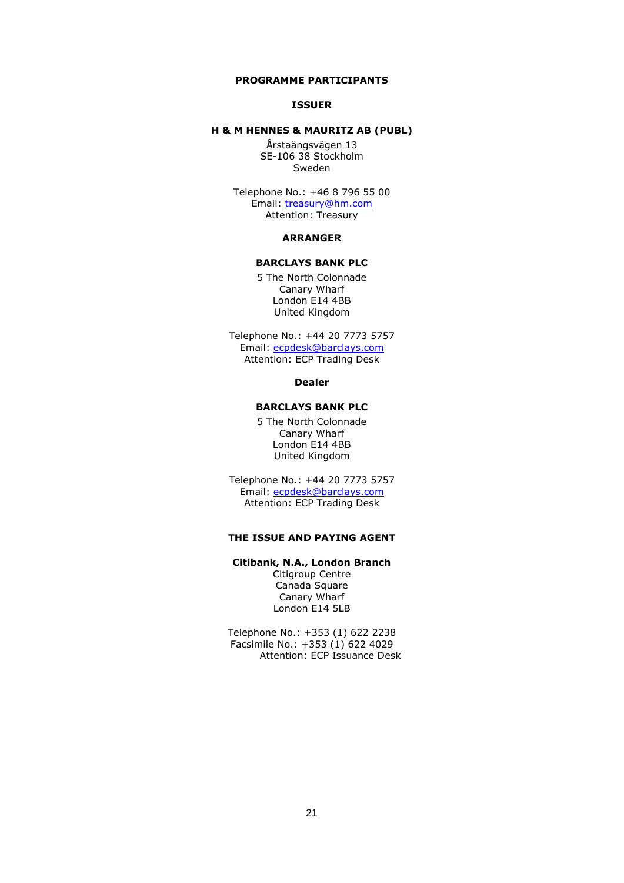# PROGRAMME PARTICIPANTS

## ISSUER

**H & M HENNES & MAURITZ AB (PUBL)**

Årstaängsvägen 13
SE-106 38 Stockholm
Sweden

Telephone No.: +46 8 796 55 00
Email: treasury@hm.com
Attention: Treasury

## ARRANGER

**BARCLAYS BANK PLC**

5 The North Colonnade
Canary Wharf
London E14 4BB
United Kingdom

Telephone No.: +44 20 7773 5757
Email: ecpdesk@barclays.com
Attention: ECP Trading Desk

## Dealer

**BARCLAYS BANK PLC**

5 The North Colonnade
Canary Wharf
London E14 4BB
United Kingdom

Telephone No.: +44 20 7773 5757
Email: ecpdesk@barclays.com
Attention: ECP Trading Desk

## THE ISSUE AND PAYING AGENT

**Citibank, N.A., London Branch**

Citigroup Centre
Canada Square
Canary Wharf
London E14 5LB

Telephone No.: +353 (1) 622 2238
Facsimile No.: +353 (1) 622 4029
Attention: ECP Issuance Desk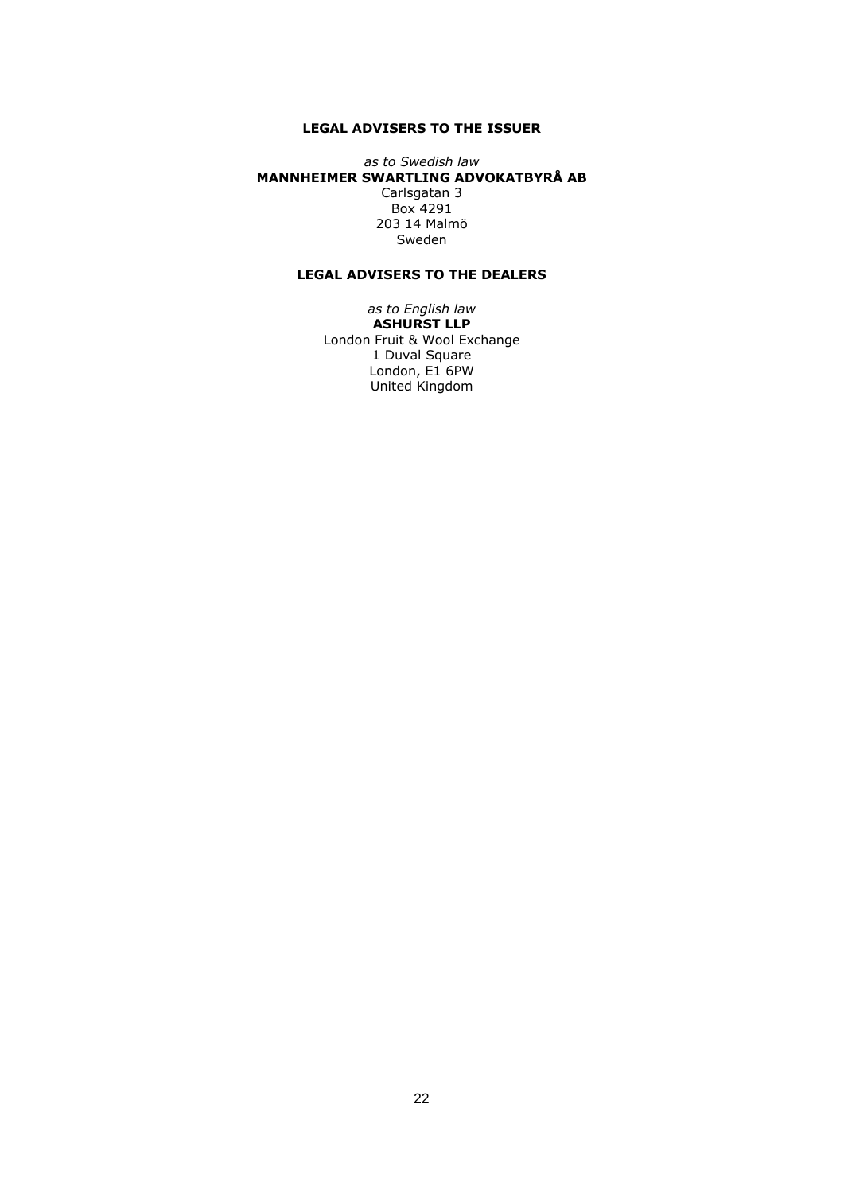## LEGAL ADVISERS TO THE ISSUER

*as to Swedish law*
**MANNHEIMER SWARTLING ADVOKATBYRÅ AB**
Carlsgatan 3
Box 4291
203 14 Malmö
Sweden

## LEGAL ADVISERS TO THE DEALERS

*as to English law*
**ASHURST LLP**
London Fruit & Wool Exchange
1 Duval Square
London, E1 6PW
United Kingdom